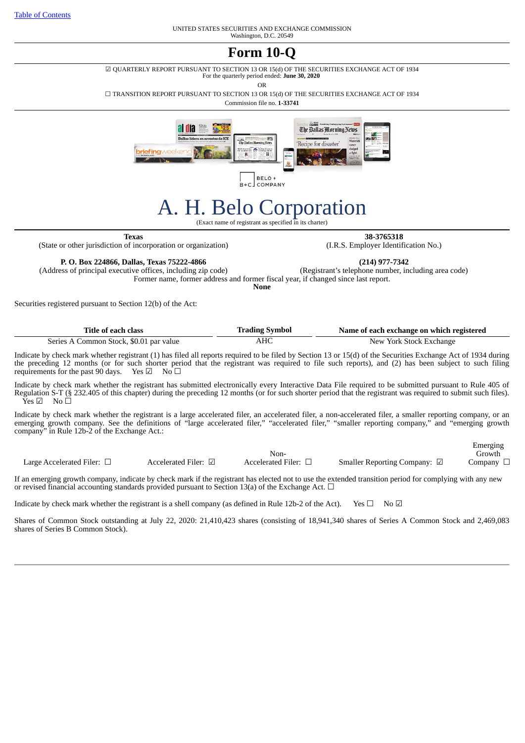[Table of Contents](#)

UNITED STATES SECURITIES AND EXCHANGE COMMISSION
Washington, D.C. 20549

# Form 10-Q

☑ QUARTERLY REPORT PURSUANT TO SECTION 13 OR 15(d) OF THE SECURITIES EXCHANGE ACT OF 1934
For the quarterly period ended: **June 30, 2020**

OR

☐ TRANSITION REPORT PURSUANT TO SECTION 13 OR 15(d) OF THE SECURITIES EXCHANGE ACT OF 1934

Commission file no. **1-33741**

# A. H. Belo Corporation

(Exact name of registrant as specified in its charter)

| **Texas** | **38-3765318** |
|---|---|
| (State or other jurisdiction of incorporation or organization) | (I.R.S. Employer Identification No.) |
| **P. O. Box 224866, Dallas, Texas 75222-4866** | **(214) 977-7342** |
| (Address of principal executive offices, including zip code) | (Registrant's telephone number, including area code) |

Former name, former address and former fiscal year, if changed since last report.
**None**

Securities registered pursuant to Section 12(b) of the Act:

| Title of each class | Trading Symbol | Name of each exchange on which registered |
|---|---|---|
| Series A Common Stock, $0.01 par value | AHC | New York Stock Exchange |

Indicate by check mark whether registrant (1) has filed all reports required to be filed by Section 13 or 15(d) of the Securities Exchange Act of 1934 during the preceding 12 months (or for such shorter period that the registrant was required to file such reports), and (2) has been subject to such filing requirements for the past 90 days. Yes ☑ No ☐

Indicate by check mark whether the registrant has submitted electronically every Interactive Data File required to be submitted pursuant to Rule 405 of Regulation S-T (§ 232.405 of this chapter) during the preceding 12 months (or for such shorter period that the registrant was required to submit such files). Yes ☑ No ☐

Indicate by check mark whether the registrant is a large accelerated filer, an accelerated filer, a non-accelerated filer, a smaller reporting company, or an emerging growth company. See the definitions of "large accelerated filer," "accelerated filer," "smaller reporting company," and "emerging growth company" in Rule 12b-2 of the Exchange Act.:

| Large Accelerated Filer: ☐ | Accelerated Filer: ☑ | Non-Accelerated Filer: ☐ | Smaller Reporting Company: ☑ | Emerging Growth Company ☐ |
|---|---|---|---|---|

If an emerging growth company, indicate by check mark if the registrant has elected not to use the extended transition period for complying with any new or revised financial accounting standards provided pursuant to Section 13(a) of the Exchange Act. ☐

Indicate by check mark whether the registrant is a shell company (as defined in Rule 12b-2 of the Act). Yes ☐ No ☑

Shares of Common Stock outstanding at July 22, 2020: 21,410,423 shares (consisting of 18,941,340 shares of Series A Common Stock and 2,469,083 shares of Series B Common Stock).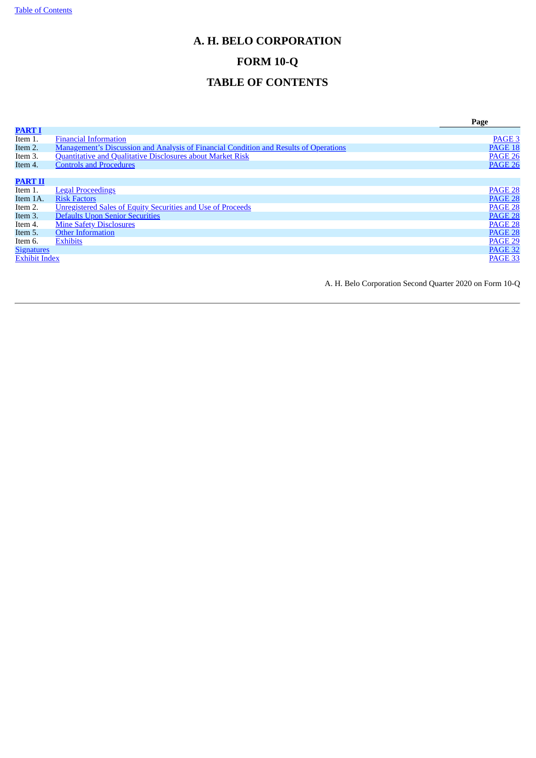# A. H. BELO CORPORATION

# FORM 10-Q

# TABLE OF CONTENTS

| | | Page |
|---|---|---|
| **PART I** | | |
| Item 1. | Financial Information | PAGE 3 |
| Item 2. | Management's Discussion and Analysis of Financial Condition and Results of Operations | PAGE 18 |
| Item 3. | Quantitative and Qualitative Disclosures about Market Risk | PAGE 26 |
| Item 4. | Controls and Procedures | PAGE 26 |
| | | |
| **PART II** | | |
| Item 1. | Legal Proceedings | PAGE 28 |
| Item 1A. | Risk Factors | PAGE 28 |
| Item 2. | Unregistered Sales of Equity Securities and Use of Proceeds | PAGE 28 |
| Item 3. | Defaults Upon Senior Securities | PAGE 28 |
| Item 4. | Mine Safety Disclosures | PAGE 28 |
| Item 5. | Other Information | PAGE 28 |
| Item 6. | Exhibits | PAGE 29 |
| Signatures | | PAGE 32 |
| Exhibit Index | | PAGE 33 |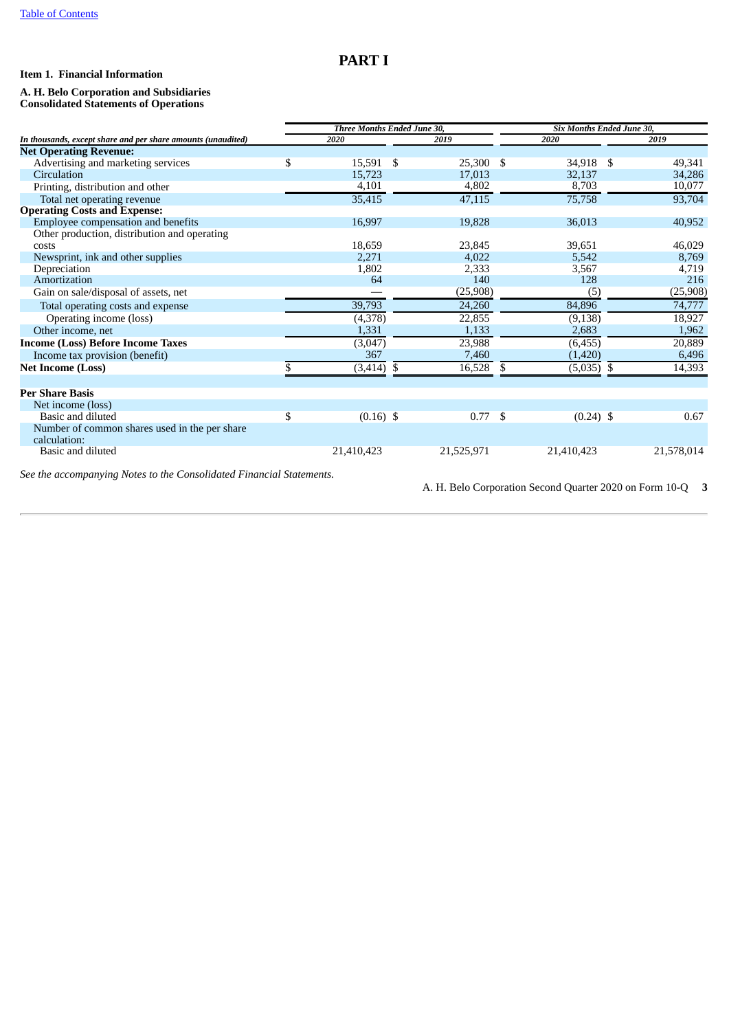[Table of Contents](#)

# PART I

**Item 1. Financial Information**

**A. H. Belo Corporation and Subsidiaries**
**Consolidated Statements of Operations**

| *In thousands, except share and per share amounts (unaudited)* | *Three Months Ended June 30,* | | *Six Months Ended June 30,* | |
|---|---|---|---|---|
| | *2020* | *2019* | *2020* | *2019* |
| **Net Operating Revenue:** | | | | |
| Advertising and marketing services | $ 15,591 | $ 25,300 | $ 34,918 | $ 49,341 |
| Circulation | 15,723 | 17,013 | 32,137 | 34,286 |
| Printing, distribution and other | 4,101 | 4,802 | 8,703 | 10,077 |
| Total net operating revenue | 35,415 | 47,115 | 75,758 | 93,704 |
| **Operating Costs and Expense:** | | | | |
| Employee compensation and benefits | 16,997 | 19,828 | 36,013 | 40,952 |
| Other production, distribution and operating costs | 18,659 | 23,845 | 39,651 | 46,029 |
| Newsprint, ink and other supplies | 2,271 | 4,022 | 5,542 | 8,769 |
| Depreciation | 1,802 | 2,333 | 3,567 | 4,719 |
| Amortization | 64 | 140 | 128 | 216 |
| Gain on sale/disposal of assets, net | — | (25,908) | (5) | (25,908) |
| Total operating costs and expense | 39,793 | 24,260 | 84,896 | 74,777 |
| Operating income (loss) | (4,378) | 22,855 | (9,138) | 18,927 |
| Other income, net | 1,331 | 1,133 | 2,683 | 1,962 |
| **Income (Loss) Before Income Taxes** | (3,047) | 23,988 | (6,455) | 20,889 |
| Income tax provision (benefit) | 367 | 7,460 | (1,420) | 6,496 |
| **Net Income (Loss)** | $ (3,414) | $ 16,528 | $ (5,035) | $ 14,393 |
| | | | | |
| **Per Share Basis** | | | | |
| Net income (loss) | | | | |
| Basic and diluted | $ (0.16) | $ 0.77 | $ (0.24) | $ 0.67 |
| Number of common shares used in the per share calculation: | | | | |
| Basic and diluted | 21,410,423 | 21,525,971 | 21,410,423 | 21,578,014 |

*See the accompanying Notes to the Consolidated Financial Statements.*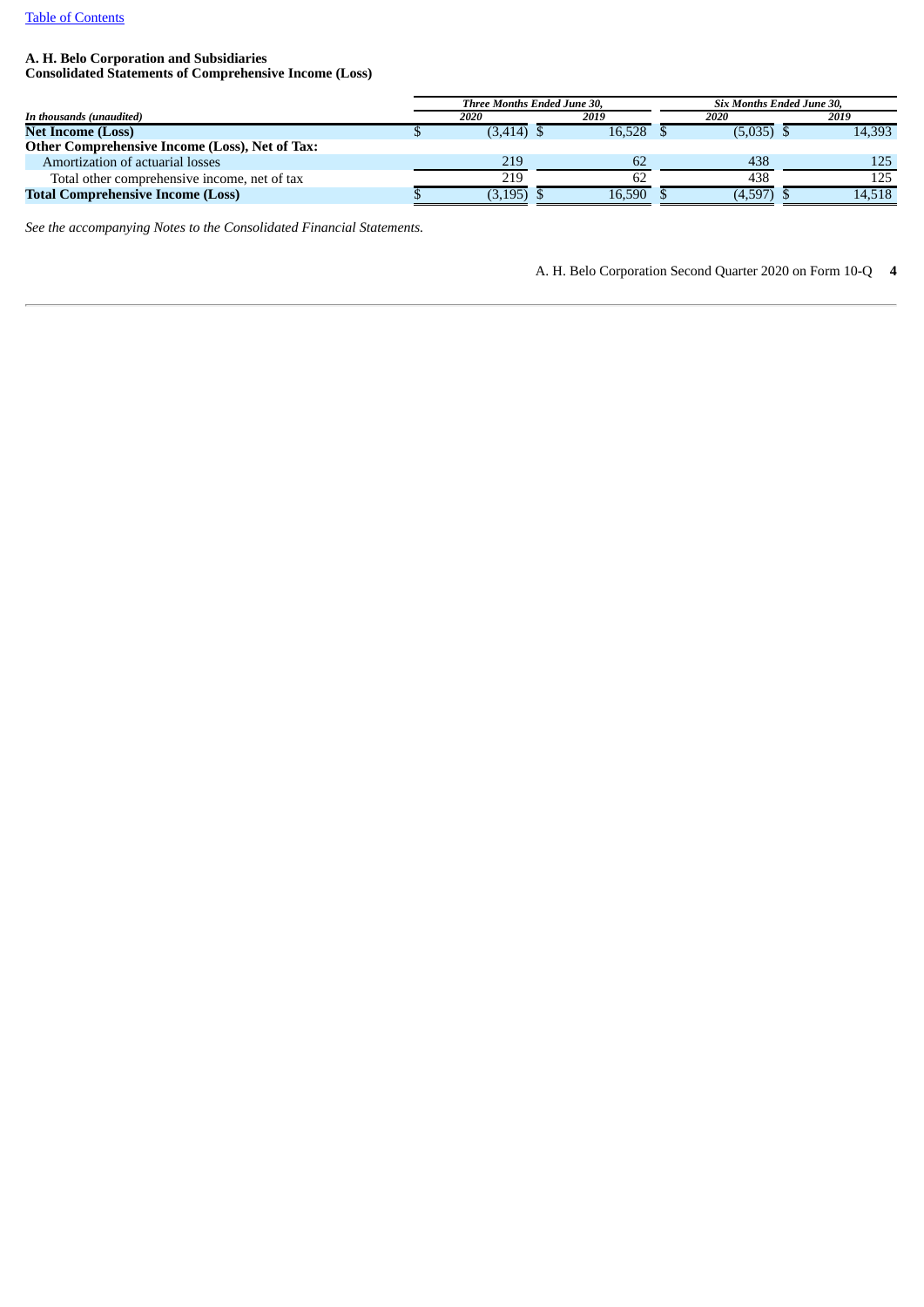[Table of Contents](#)

**A. H. Belo Corporation and Subsidiaries**
**Consolidated Statements of Comprehensive Income (Loss)**

| *In thousands (unaudited)* | *Three Months Ended June 30,* | | *Six Months Ended June 30,* | |
|---|---|---|---|---|
| | *2020* | *2019* | *2020* | *2019* |
| **Net Income (Loss)** | $ (3,414) | $ 16,528 | $ (5,035) | $ 14,393 |
| **Other Comprehensive Income (Loss), Net of Tax:** | | | | |
| Amortization of actuarial losses | 219 | 62 | 438 | 125 |
| Total other comprehensive income, net of tax | 219 | 62 | 438 | 125 |
| **Total Comprehensive Income (Loss)** | $ (3,195) | $ 16,590 | $ (4,597) | $ 14,518 |

*See the accompanying Notes to the Consolidated Financial Statements.*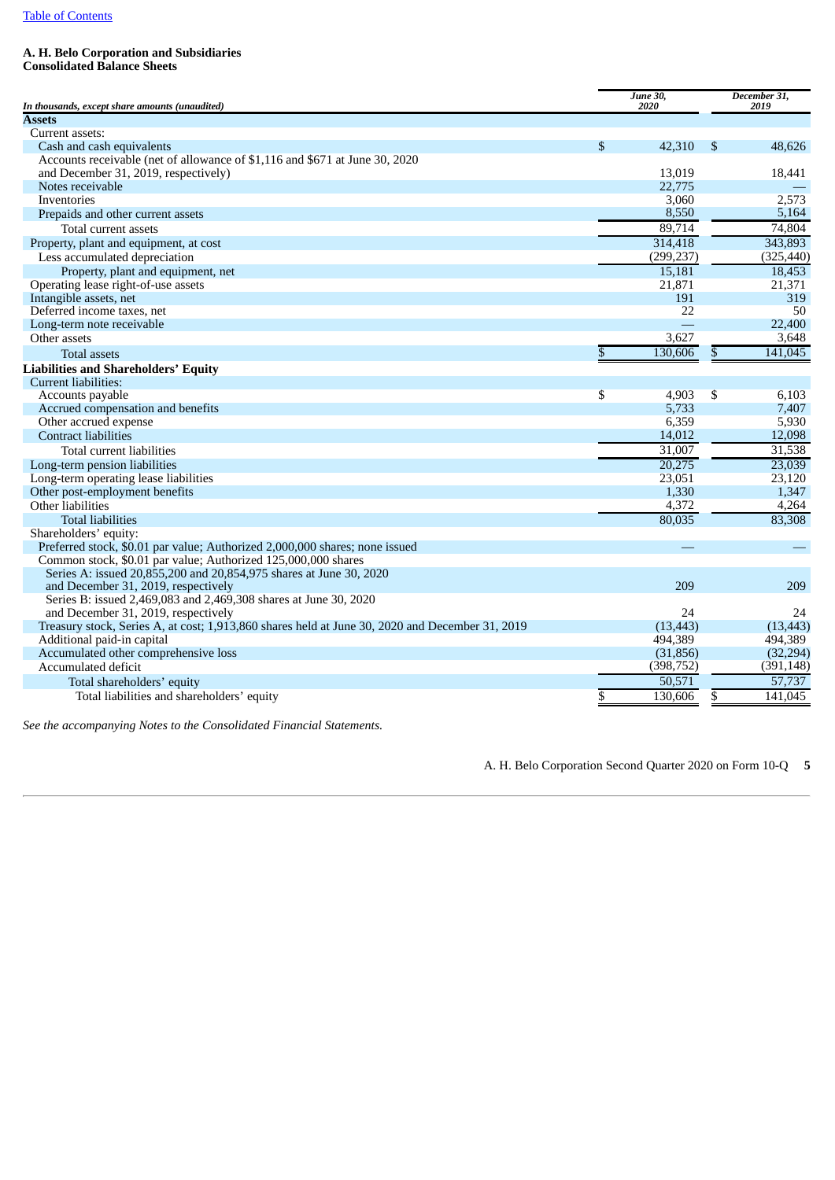**A. H. Belo Corporation and Subsidiaries**
**Consolidated Balance Sheets**

| *In thousands, except share amounts (unaudited)* | *June 30, 2020* | *December 31, 2019* |
|---|---|---|
| **Assets** | | |
| Current assets: | | |
| Cash and cash equivalents | $ 42,310 | $ 48,626 |
| Accounts receivable (net of allowance of $1,116 and $671 at June 30, 2020 and December 31, 2019, respectively) | 13,019 | 18,441 |
| Notes receivable | 22,775 | — |
| Inventories | 3,060 | 2,573 |
| Prepaids and other current assets | 8,550 | 5,164 |
| Total current assets | 89,714 | 74,804 |
| Property, plant and equipment, at cost | 314,418 | 343,893 |
| Less accumulated depreciation | (299,237) | (325,440) |
| Property, plant and equipment, net | 15,181 | 18,453 |
| Operating lease right-of-use assets | 21,871 | 21,371 |
| Intangible assets, net | 191 | 319 |
| Deferred income taxes, net | 22 | 50 |
| Long-term note receivable | — | 22,400 |
| Other assets | 3,627 | 3,648 |
| Total assets | $ 130,606 | $ 141,045 |
| **Liabilities and Shareholders' Equity** | | |
| Current liabilities: | | |
| Accounts payable | $ 4,903 | $ 6,103 |
| Accrued compensation and benefits | 5,733 | 7,407 |
| Other accrued expense | 6,359 | 5,930 |
| Contract liabilities | 14,012 | 12,098 |
| Total current liabilities | 31,007 | 31,538 |
| Long-term pension liabilities | 20,275 | 23,039 |
| Long-term operating lease liabilities | 23,051 | 23,120 |
| Other post-employment benefits | 1,330 | 1,347 |
| Other liabilities | 4,372 | 4,264 |
| Total liabilities | 80,035 | 83,308 |
| Shareholders' equity: | | |
| Preferred stock, $0.01 par value; Authorized 2,000,000 shares; none issued | — | — |
| Common stock, $0.01 par value; Authorized 125,000,000 shares | | |
| Series A: issued 20,855,200 and 20,854,975 shares at June 30, 2020 and December 31, 2019, respectively | 209 | 209 |
| Series B: issued 2,469,083 and 2,469,308 shares at June 30, 2020 and December 31, 2019, respectively | 24 | 24 |
| Treasury stock, Series A, at cost; 1,913,860 shares held at June 30, 2020 and December 31, 2019 | (13,443) | (13,443) |
| Additional paid-in capital | 494,389 | 494,389 |
| Accumulated other comprehensive loss | (31,856) | (32,294) |
| Accumulated deficit | (398,752) | (391,148) |
| Total shareholders' equity | 50,571 | 57,737 |
| Total liabilities and shareholders' equity | $ 130,606 | $ 141,045 |

*See the accompanying Notes to the Consolidated Financial Statements.*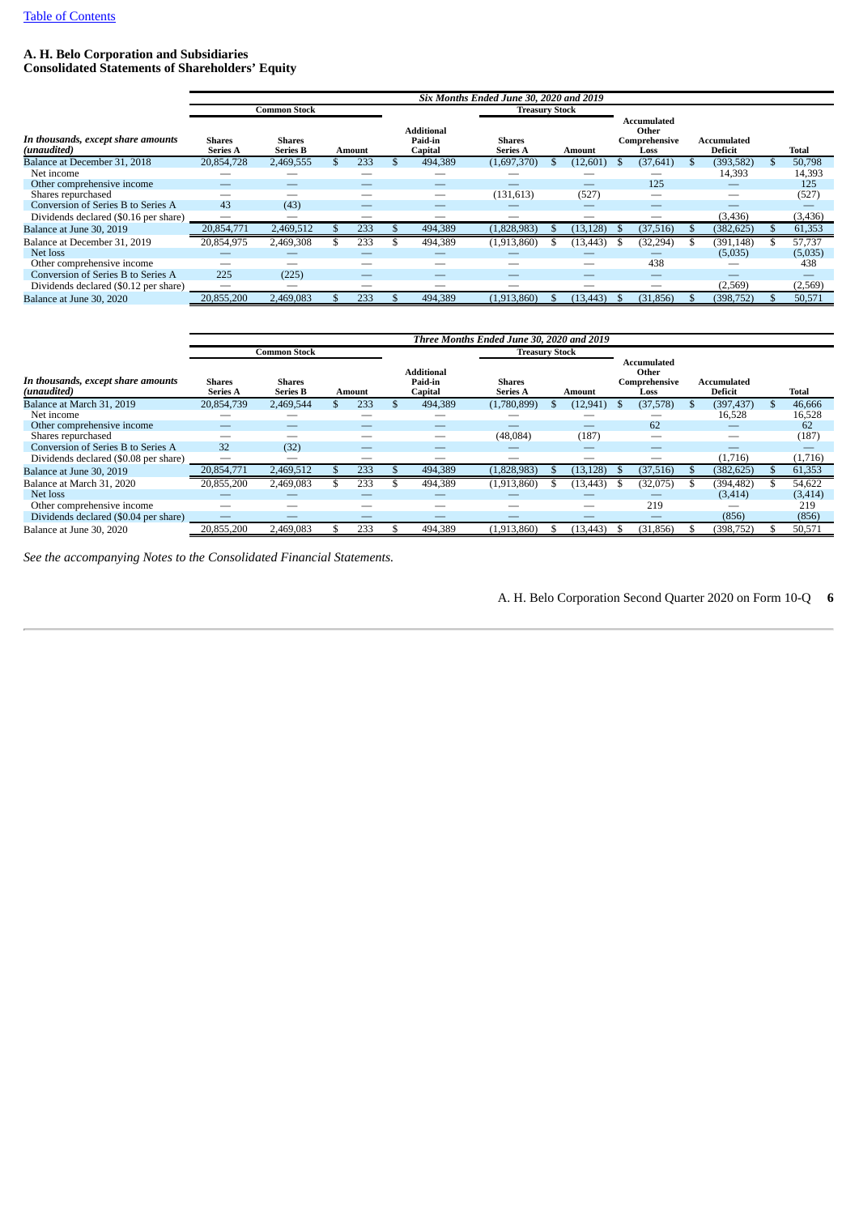[Table of Contents](#)

**A. H. Belo Corporation and Subsidiaries**
**Consolidated Statements of Shareholders' Equity**

| | Six Months Ended June 30, 2020 and 2019 | | | | | | | | |
|---|---|---|---|---|---|---|---|---|---|
| | Common Stock | | | | Treasury Stock | | | | |
| *In thousands, except share amounts (unaudited)* | Shares Series A | Shares Series B | Amount | Additional Paid-in Capital | Shares Series A | Amount | Accumulated Other Comprehensive Loss | Accumulated Deficit | Total |
| Balance at December 31, 2018 | 20,854,728 | 2,469,555 | $ 233 | $ 494,389 | (1,697,370) | $ (12,601) | $ (37,641) | $ (393,582) | $ 50,798 |
| Net income | — | — | — | — | — | — | — | 14,393 | 14,393 |
| Other comprehensive income | — | — | — | — | — | — | 125 | — | 125 |
| Shares repurchased | — | — | — | — | (131,613) | (527) | — | — | (527) |
| Conversion of Series B to Series A | 43 | (43) | — | — | — | — | — | — | — |
| Dividends declared ($0.16 per share) | — | — | — | — | — | — | — | (3,436) | (3,436) |
| Balance at June 30, 2019 | 20,854,771 | 2,469,512 | $ 233 | $ 494,389 | (1,828,983) | $ (13,128) | $ (37,516) | $ (382,625) | $ 61,353 |
| Balance at December 31, 2019 | 20,854,975 | 2,469,308 | $ 233 | $ 494,389 | (1,913,860) | $ (13,443) | $ (32,294) | $ (391,148) | $ 57,737 |
| Net loss | — | — | — | — | — | — | — | (5,035) | (5,035) |
| Other comprehensive income | — | — | — | — | — | — | 438 | — | 438 |
| Conversion of Series B to Series A | 225 | (225) | — | — | — | — | — | — | — |
| Dividends declared ($0.12 per share) | — | — | — | — | — | — | — | (2,569) | (2,569) |
| Balance at June 30, 2020 | 20,855,200 | 2,469,083 | $ 233 | $ 494,389 | (1,913,860) | $ (13,443) | $ (31,856) | $ (398,752) | $ 50,571 |

| | Three Months Ended June 30, 2020 and 2019 | | | | | | | | |
|---|---|---|---|---|---|---|---|---|---|
| | Common Stock | | | | Treasury Stock | | | | |
| *In thousands, except share amounts (unaudited)* | Shares Series A | Shares Series B | Amount | Additional Paid-in Capital | Shares Series A | Amount | Accumulated Other Comprehensive Loss | Accumulated Deficit | Total |
| Balance at March 31, 2019 | 20,854,739 | 2,469,544 | $ 233 | $ 494,389 | (1,780,899) | $ (12,941) | $ (37,578) | $ (397,437) | $ 46,666 |
| Net income | — | — | — | — | — | — | — | 16,528 | 16,528 |
| Other comprehensive income | — | — | — | — | — | — | 62 | — | 62 |
| Shares repurchased | — | — | — | — | (48,084) | (187) | — | — | (187) |
| Conversion of Series B to Series A | 32 | (32) | — | — | — | — | — | — | — |
| Dividends declared ($0.08 per share) | — | — | — | — | — | — | — | (1,716) | (1,716) |
| Balance at June 30, 2019 | 20,854,771 | 2,469,512 | $ 233 | $ 494,389 | (1,828,983) | $ (13,128) | $ (37,516) | $ (382,625) | $ 61,353 |
| Balance at March 31, 2020 | 20,855,200 | 2,469,083 | $ 233 | $ 494,389 | (1,913,860) | $ (13,443) | $ (32,075) | $ (394,482) | $ 54,622 |
| Net loss | — | — | — | — | — | — | — | (3,414) | (3,414) |
| Other comprehensive income | — | — | — | — | — | — | 219 | — | 219 |
| Dividends declared ($0.04 per share) | — | — | — | — | — | — | — | (856) | (856) |
| Balance at June 30, 2020 | 20,855,200 | 2,469,083 | $ 233 | $ 494,389 | (1,913,860) | $ (13,443) | $ (31,856) | $ (398,752) | $ 50,571 |

*See the accompanying Notes to the Consolidated Financial Statements.*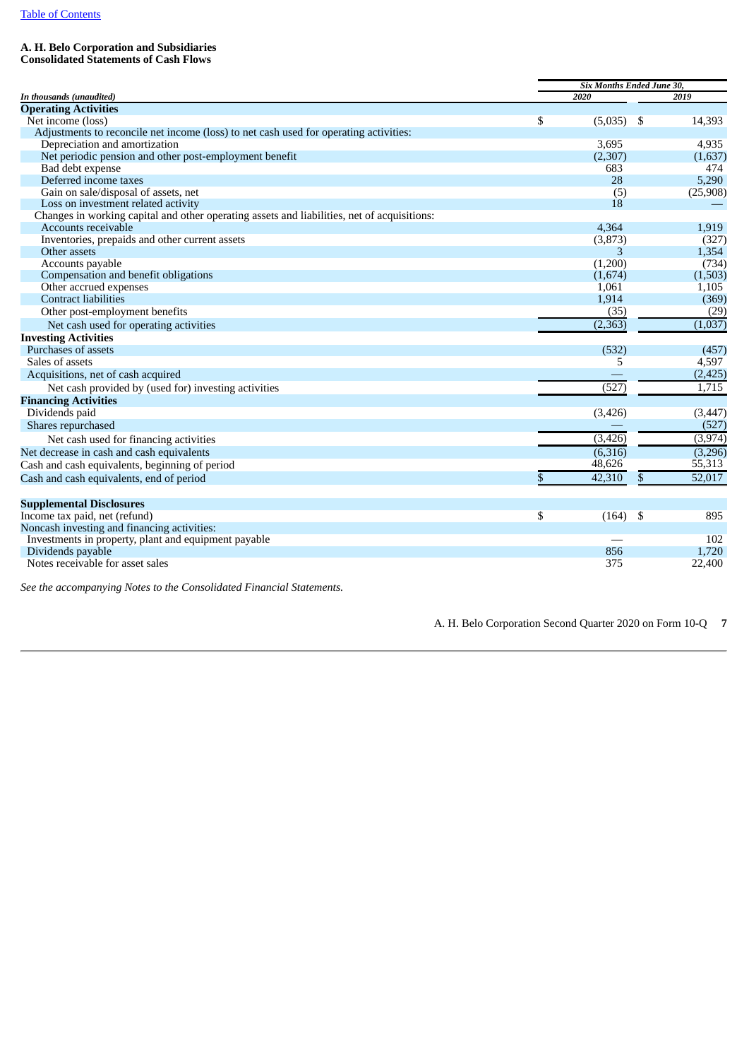[Table of Contents](#)

**A. H. Belo Corporation and Subsidiaries**
**Consolidated Statements of Cash Flows**

| *In thousands (unaudited)* | *Six Months Ended June 30,* | |
|---|---|---|
| | *2020* | *2019* |
| **Operating Activities** | | |
| Net income (loss) | $ (5,035) | $ 14,393 |
| Adjustments to reconcile net income (loss) to net cash used for operating activities: | | |
| Depreciation and amortization | 3,695 | 4,935 |
| Net periodic pension and other post-employment benefit | (2,307) | (1,637) |
| Bad debt expense | 683 | 474 |
| Deferred income taxes | 28 | 5,290 |
| Gain on sale/disposal of assets, net | (5) | (25,908) |
| Loss on investment related activity | 18 | — |
| Changes in working capital and other operating assets and liabilities, net of acquisitions: | | |
| Accounts receivable | 4,364 | 1,919 |
| Inventories, prepaids and other current assets | (3,873) | (327) |
| Other assets | 3 | 1,354 |
| Accounts payable | (1,200) | (734) |
| Compensation and benefit obligations | (1,674) | (1,503) |
| Other accrued expenses | 1,061 | 1,105 |
| Contract liabilities | 1,914 | (369) |
| Other post-employment benefits | (35) | (29) |
| Net cash used for operating activities | (2,363) | (1,037) |
| **Investing Activities** | | |
| Purchases of assets | (532) | (457) |
| Sales of assets | 5 | 4,597 |
| Acquisitions, net of cash acquired | — | (2,425) |
| Net cash provided by (used for) investing activities | (527) | 1,715 |
| **Financing Activities** | | |
| Dividends paid | (3,426) | (3,447) |
| Shares repurchased | — | (527) |
| Net cash used for financing activities | (3,426) | (3,974) |
| Net decrease in cash and cash equivalents | (6,316) | (3,296) |
| Cash and cash equivalents, beginning of period | 48,626 | 55,313 |
| Cash and cash equivalents, end of period | $ 42,310 | $ 52,017 |
| | | |
| **Supplemental Disclosures** | | |
| Income tax paid, net (refund) | $ (164) | $ 895 |
| Noncash investing and financing activities: | | |
| Investments in property, plant and equipment payable | — | 102 |
| Dividends payable | 856 | 1,720 |
| Notes receivable for asset sales | 375 | 22,400 |

*See the accompanying Notes to the Consolidated Financial Statements.*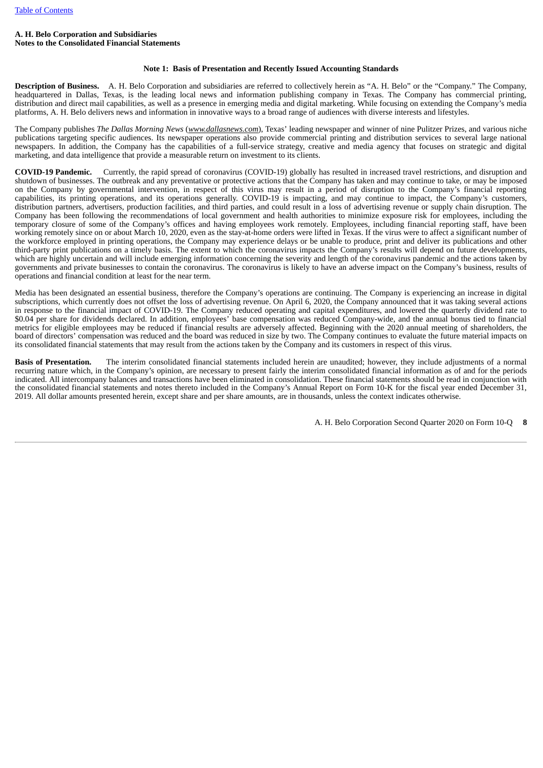**A. H. Belo Corporation and Subsidiaries**
**Notes to the Consolidated Financial Statements**

## Note 1: Basis of Presentation and Recently Issued Accounting Standards

**Description of Business.** A. H. Belo Corporation and subsidiaries are referred to collectively herein as "A. H. Belo" or the "Company." The Company, headquartered in Dallas, Texas, is the leading local news and information publishing company in Texas. The Company has commercial printing, distribution and direct mail capabilities, as well as a presence in emerging media and digital marketing. While focusing on extending the Company's media platforms, A. H. Belo delivers news and information in innovative ways to a broad range of audiences with diverse interests and lifestyles.

The Company publishes *The Dallas Morning News* (*www.dallasnews.com*), Texas' leading newspaper and winner of nine Pulitzer Prizes, and various niche publications targeting specific audiences. Its newspaper operations also provide commercial printing and distribution services to several large national newspapers. In addition, the Company has the capabilities of a full-service strategy, creative and media agency that focuses on strategic and digital marketing, and data intelligence that provide a measurable return on investment to its clients.

**COVID-19 Pandemic.** Currently, the rapid spread of coronavirus (COVID-19) globally has resulted in increased travel restrictions, and disruption and shutdown of businesses. The outbreak and any preventative or protective actions that the Company has taken and may continue to take, or may be imposed on the Company by governmental intervention, in respect of this virus may result in a period of disruption to the Company's financial reporting capabilities, its printing operations, and its operations generally. COVID-19 is impacting, and may continue to impact, the Company's customers, distribution partners, advertisers, production facilities, and third parties, and could result in a loss of advertising revenue or supply chain disruption. The Company has been following the recommendations of local government and health authorities to minimize exposure risk for employees, including the temporary closure of some of the Company's offices and having employees work remotely. Employees, including financial reporting staff, have been working remotely since on or about March 10, 2020, even as the stay-at-home orders were lifted in Texas. If the virus were to affect a significant number of the workforce employed in printing operations, the Company may experience delays or be unable to produce, print and deliver its publications and other third-party print publications on a timely basis. The extent to which the coronavirus impacts the Company's results will depend on future developments, which are highly uncertain and will include emerging information concerning the severity and length of the coronavirus pandemic and the actions taken by governments and private businesses to contain the coronavirus. The coronavirus is likely to have an adverse impact on the Company's business, results of operations and financial condition at least for the near term.

Media has been designated an essential business, therefore the Company's operations are continuing. The Company is experiencing an increase in digital subscriptions, which currently does not offset the loss of advertising revenue. On April 6, 2020, the Company announced that it was taking several actions in response to the financial impact of COVID-19. The Company reduced operating and capital expenditures, and lowered the quarterly dividend rate to $0.04 per share for dividends declared. In addition, employees' base compensation was reduced Company-wide, and the annual bonus tied to financial metrics for eligible employees may be reduced if financial results are adversely affected. Beginning with the 2020 annual meeting of shareholders, the board of directors' compensation was reduced and the board was reduced in size by two. The Company continues to evaluate the future material impacts on its consolidated financial statements that may result from the actions taken by the Company and its customers in respect of this virus.

**Basis of Presentation.** The interim consolidated financial statements included herein are unaudited; however, they include adjustments of a normal recurring nature which, in the Company's opinion, are necessary to present fairly the interim consolidated financial information as of and for the periods indicated. All intercompany balances and transactions have been eliminated in consolidation. These financial statements should be read in conjunction with the consolidated financial statements and notes thereto included in the Company's Annual Report on Form 10-K for the fiscal year ended December 31, 2019. All dollar amounts presented herein, except share and per share amounts, are in thousands, unless the context indicates otherwise.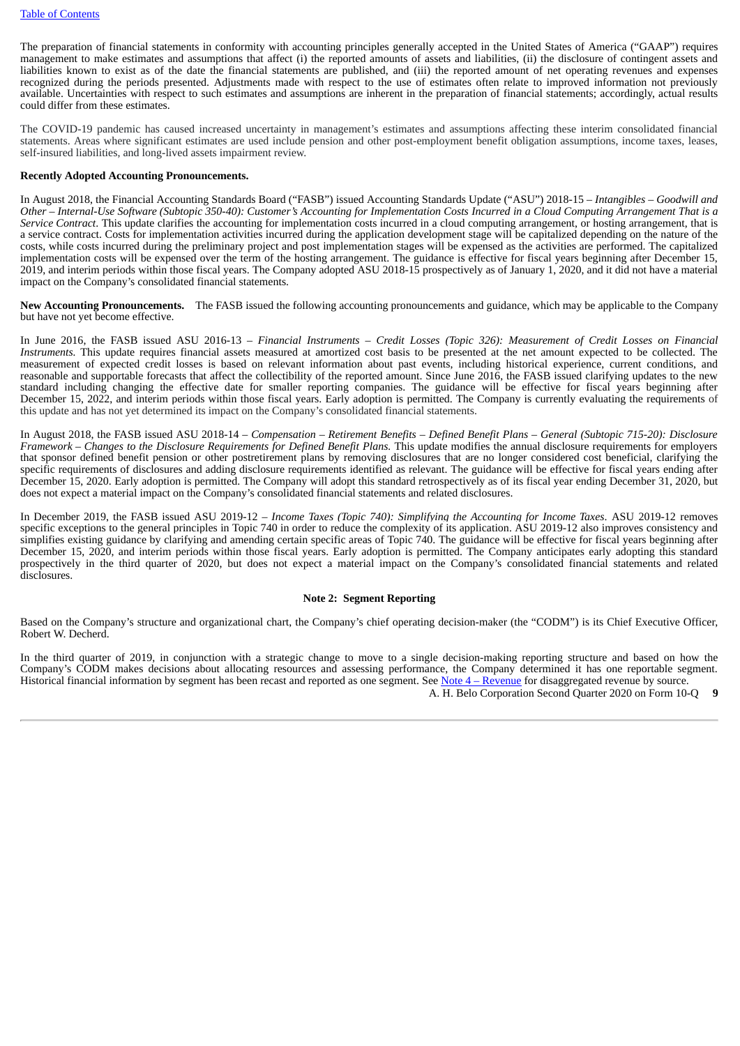The preparation of financial statements in conformity with accounting principles generally accepted in the United States of America ("GAAP") requires management to make estimates and assumptions that affect (i) the reported amounts of assets and liabilities, (ii) the disclosure of contingent assets and liabilities known to exist as of the date the financial statements are published, and (iii) the reported amount of net operating revenues and expenses recognized during the periods presented. Adjustments made with respect to the use of estimates often relate to improved information not previously available. Uncertainties with respect to such estimates and assumptions are inherent in the preparation of financial statements; accordingly, actual results could differ from these estimates.

The COVID-19 pandemic has caused increased uncertainty in management's estimates and assumptions affecting these interim consolidated financial statements. Areas where significant estimates are used include pension and other post-employment benefit obligation assumptions, income taxes, leases, self-insured liabilities, and long-lived assets impairment review.

**Recently Adopted Accounting Pronouncements.**

In August 2018, the Financial Accounting Standards Board ("FASB") issued Accounting Standards Update ("ASU") 2018-15 – *Intangibles – Goodwill and Other – Internal-Use Software (Subtopic 350-40): Customer's Accounting for Implementation Costs Incurred in a Cloud Computing Arrangement That is a Service Contract*. This update clarifies the accounting for implementation costs incurred in a cloud computing arrangement, or hosting arrangement, that is a service contract. Costs for implementation activities incurred during the application development stage will be capitalized depending on the nature of the costs, while costs incurred during the preliminary project and post implementation stages will be expensed as the activities are performed. The capitalized implementation costs will be expensed over the term of the hosting arrangement. The guidance is effective for fiscal years beginning after December 15, 2019, and interim periods within those fiscal years. The Company adopted ASU 2018-15 prospectively as of January 1, 2020, and it did not have a material impact on the Company's consolidated financial statements.

**New Accounting Pronouncements.** The FASB issued the following accounting pronouncements and guidance, which may be applicable to the Company but have not yet become effective.

In June 2016, the FASB issued ASU 2016-13 – *Financial Instruments – Credit Losses (Topic 326): Measurement of Credit Losses on Financial Instruments.* This update requires financial assets measured at amortized cost basis to be presented at the net amount expected to be collected. The measurement of expected credit losses is based on relevant information about past events, including historical experience, current conditions, and reasonable and supportable forecasts that affect the collectibility of the reported amount. Since June 2016, the FASB issued clarifying updates to the new standard including changing the effective date for smaller reporting companies. The guidance will be effective for fiscal years beginning after December 15, 2022, and interim periods within those fiscal years. Early adoption is permitted. The Company is currently evaluating the requirements of this update and has not yet determined its impact on the Company's consolidated financial statements.

In August 2018, the FASB issued ASU 2018-14 – *Compensation – Retirement Benefits – Defined Benefit Plans – General (Subtopic 715-20): Disclosure Framework – Changes to the Disclosure Requirements for Defined Benefit Plans.* This update modifies the annual disclosure requirements for employers that sponsor defined benefit pension or other postretirement plans by removing disclosures that are no longer considered cost beneficial, clarifying the specific requirements of disclosures and adding disclosure requirements identified as relevant. The guidance will be effective for fiscal years ending after December 15, 2020. Early adoption is permitted. The Company will adopt this standard retrospectively as of its fiscal year ending December 31, 2020, but does not expect a material impact on the Company's consolidated financial statements and related disclosures.

In December 2019, the FASB issued ASU 2019-12 – *Income Taxes (Topic 740): Simplifying the Accounting for Income Taxes*. ASU 2019-12 removes specific exceptions to the general principles in Topic 740 in order to reduce the complexity of its application. ASU 2019-12 also improves consistency and simplifies existing guidance by clarifying and amending certain specific areas of Topic 740. The guidance will be effective for fiscal years beginning after December 15, 2020, and interim periods within those fiscal years. Early adoption is permitted. The Company anticipates early adopting this standard prospectively in the third quarter of 2020, but does not expect a material impact on the Company's consolidated financial statements and related disclosures.

## Note 2: Segment Reporting

Based on the Company's structure and organizational chart, the Company's chief operating decision-maker (the "CODM") is its Chief Executive Officer, Robert W. Decherd.

In the third quarter of 2019, in conjunction with a strategic change to move to a single decision-making reporting structure and based on how the Company's CODM makes decisions about allocating resources and assessing performance, the Company determined it has one reportable segment. Historical financial information by segment has been recast and reported as one segment. See Note 4 – Revenue for disaggregated revenue by source.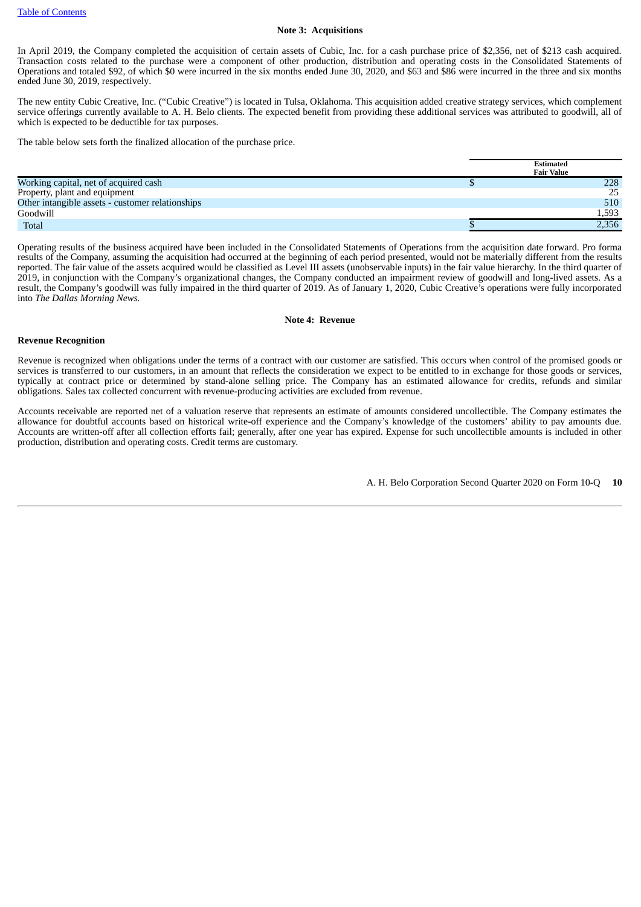**Note 3: Acquisitions**

In April 2019, the Company completed the acquisition of certain assets of Cubic, Inc. for a cash purchase price of $2,356, net of $213 cash acquired. Transaction costs related to the purchase were a component of other production, distribution and operating costs in the Consolidated Statements of Operations and totaled $92, of which $0 were incurred in the six months ended June 30, 2020, and $63 and $86 were incurred in the three and six months ended June 30, 2019, respectively.

The new entity Cubic Creative, Inc. ("Cubic Creative") is located in Tulsa, Oklahoma. This acquisition added creative strategy services, which complement service offerings currently available to A. H. Belo clients. The expected benefit from providing these additional services was attributed to goodwill, all of which is expected to be deductible for tax purposes.

The table below sets forth the finalized allocation of the purchase price.

| | Estimated Fair Value |
|---|---|
| Working capital, net of acquired cash | $ 228 |
| Property, plant and equipment | 25 |
| Other intangible assets - customer relationships | 510 |
| Goodwill | 1,593 |
| Total | $ 2,356 |

Operating results of the business acquired have been included in the Consolidated Statements of Operations from the acquisition date forward. Pro forma results of the Company, assuming the acquisition had occurred at the beginning of each period presented, would not be materially different from the results reported. The fair value of the assets acquired would be classified as Level III assets (unobservable inputs) in the fair value hierarchy. In the third quarter of 2019, in conjunction with the Company's organizational changes, the Company conducted an impairment review of goodwill and long-lived assets. As a result, the Company's goodwill was fully impaired in the third quarter of 2019. As of January 1, 2020, Cubic Creative's operations were fully incorporated into *The Dallas Morning News.*

**Note 4: Revenue**

**Revenue Recognition**

Revenue is recognized when obligations under the terms of a contract with our customer are satisfied. This occurs when control of the promised goods or services is transferred to our customers, in an amount that reflects the consideration we expect to be entitled to in exchange for those goods or services, typically at contract price or determined by stand-alone selling price. The Company has an estimated allowance for credits, refunds and similar obligations. Sales tax collected concurrent with revenue-producing activities are excluded from revenue.

Accounts receivable are reported net of a valuation reserve that represents an estimate of amounts considered uncollectible. The Company estimates the allowance for doubtful accounts based on historical write-off experience and the Company's knowledge of the customers' ability to pay amounts due. Accounts are written-off after all collection efforts fail; generally, after one year has expired. Expense for such uncollectible amounts is included in other production, distribution and operating costs. Credit terms are customary.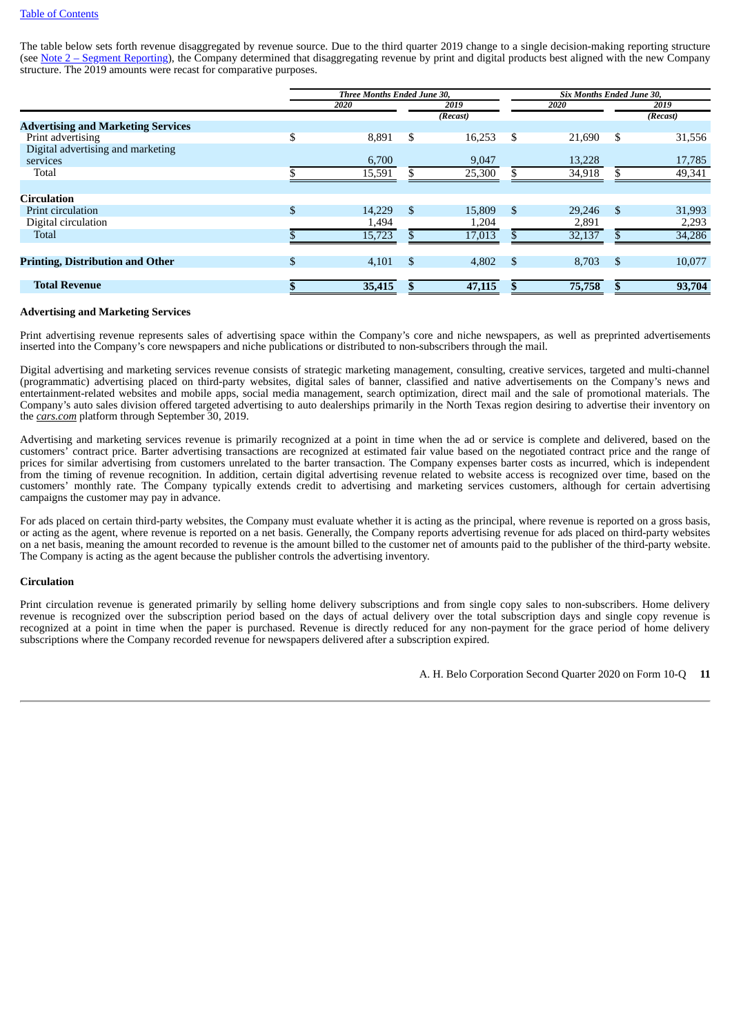The table below sets forth revenue disaggregated by revenue source. Due to the third quarter 2019 change to a single decision-making reporting structure (see Note 2 – Segment Reporting), the Company determined that disaggregating revenue by print and digital products best aligned with the new Company structure. The 2019 amounts were recast for comparative purposes.

| | Three Months Ended June 30, | | Six Months Ended June 30, | |
|---|---|---|---|---|
| | 2020 | 2019 (Recast) | 2020 | 2019 (Recast) |
| **Advertising and Marketing Services** | | | | |
| Print advertising | $ 8,891 | $ 16,253 | $ 21,690 | $ 31,556 |
| Digital advertising and marketing services | 6,700 | 9,047 | 13,228 | 17,785 |
| Total | $ 15,591 | $ 25,300 | $ 34,918 | $ 49,341 |
| **Circulation** | | | | |
| Print circulation | $ 14,229 | $ 15,809 | $ 29,246 | $ 31,993 |
| Digital circulation | 1,494 | 1,204 | 2,891 | 2,293 |
| Total | $ 15,723 | $ 17,013 | $ 32,137 | $ 34,286 |
| **Printing, Distribution and Other** | $ 4,101 | $ 4,802 | $ 8,703 | $ 10,077 |
| **Total Revenue** | **$ 35,415** | **$ 47,115** | **$ 75,758** | **$ 93,704** |

**Advertising and Marketing Services**

Print advertising revenue represents sales of advertising space within the Company's core and niche newspapers, as well as preprinted advertisements inserted into the Company's core newspapers and niche publications or distributed to non-subscribers through the mail.

Digital advertising and marketing services revenue consists of strategic marketing management, consulting, creative services, targeted and multi-channel (programmatic) advertising placed on third-party websites, digital sales of banner, classified and native advertisements on the Company's news and entertainment-related websites and mobile apps, social media management, search optimization, direct mail and the sale of promotional materials. The Company's auto sales division offered targeted advertising to auto dealerships primarily in the North Texas region desiring to advertise their inventory on the ***cars.com*** platform through September 30, 2019.

Advertising and marketing services revenue is primarily recognized at a point in time when the ad or service is complete and delivered, based on the customers' contract price. Barter advertising transactions are recognized at estimated fair value based on the negotiated contract price and the range of prices for similar advertising from customers unrelated to the barter transaction. The Company expenses barter costs as incurred, which is independent from the timing of revenue recognition. In addition, certain digital advertising revenue related to website access is recognized over time, based on the customers' monthly rate. The Company typically extends credit to advertising and marketing services customers, although for certain advertising campaigns the customer may pay in advance.

For ads placed on certain third-party websites, the Company must evaluate whether it is acting as the principal, where revenue is reported on a gross basis, or acting as the agent, where revenue is reported on a net basis. Generally, the Company reports advertising revenue for ads placed on third-party websites on a net basis, meaning the amount recorded to revenue is the amount billed to the customer net of amounts paid to the publisher of the third-party website. The Company is acting as the agent because the publisher controls the advertising inventory.

**Circulation**

Print circulation revenue is generated primarily by selling home delivery subscriptions and from single copy sales to non-subscribers. Home delivery revenue is recognized over the subscription period based on the days of actual delivery over the total subscription days and single copy revenue is recognized at a point in time when the paper is purchased. Revenue is directly reduced for any non-payment for the grace period of home delivery subscriptions where the Company recorded revenue for newspapers delivered after a subscription expired.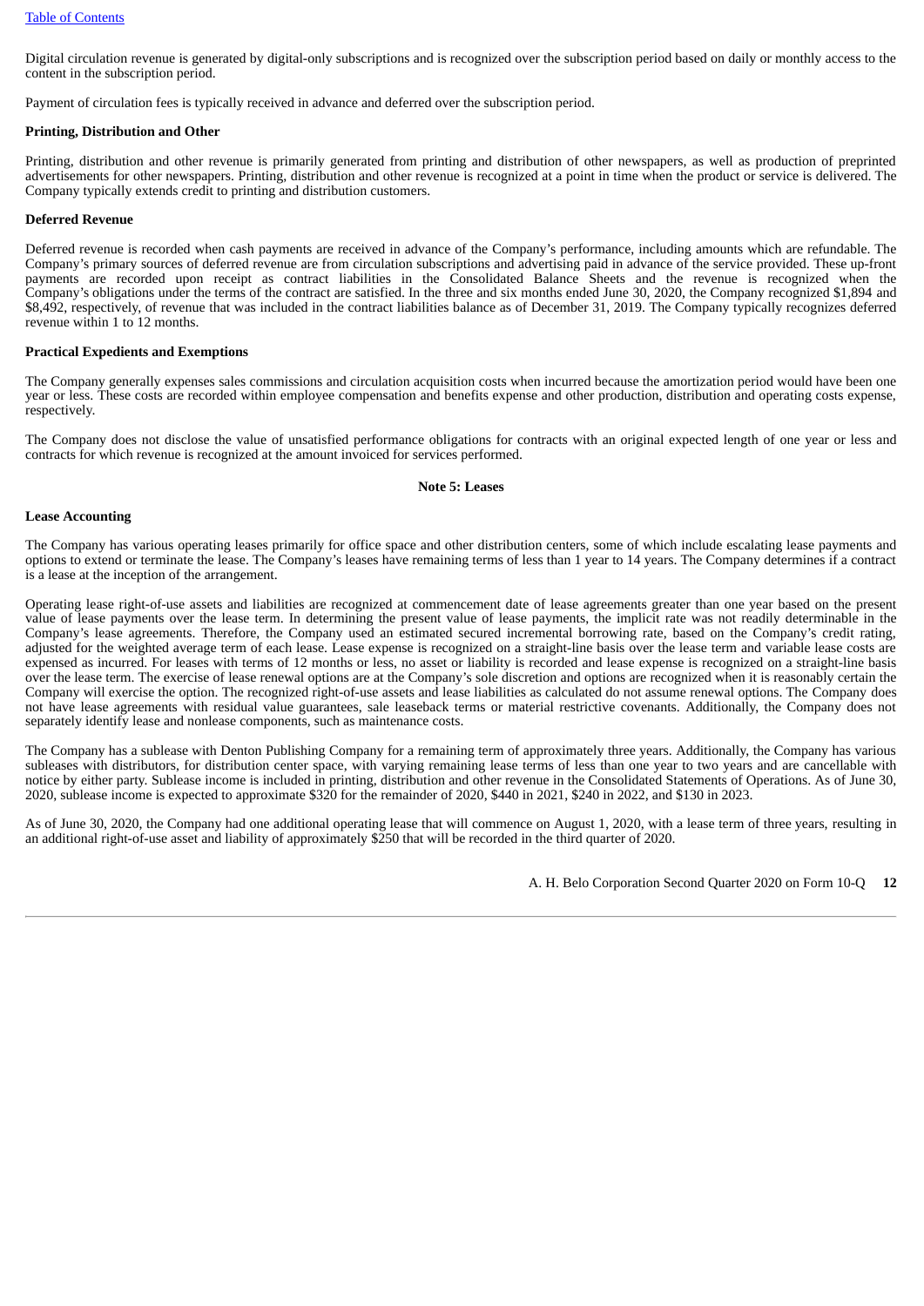Digital circulation revenue is generated by digital-only subscriptions and is recognized over the subscription period based on daily or monthly access to the content in the subscription period.

Payment of circulation fees is typically received in advance and deferred over the subscription period.

**Printing, Distribution and Other**

Printing, distribution and other revenue is primarily generated from printing and distribution of other newspapers, as well as production of preprinted advertisements for other newspapers. Printing, distribution and other revenue is recognized at a point in time when the product or service is delivered. The Company typically extends credit to printing and distribution customers.

**Deferred Revenue**

Deferred revenue is recorded when cash payments are received in advance of the Company's performance, including amounts which are refundable. The Company's primary sources of deferred revenue are from circulation subscriptions and advertising paid in advance of the service provided. These up-front payments are recorded upon receipt as contract liabilities in the Consolidated Balance Sheets and the revenue is recognized when the Company's obligations under the terms of the contract are satisfied. In the three and six months ended June 30, 2020, the Company recognized $1,894 and $8,492, respectively, of revenue that was included in the contract liabilities balance as of December 31, 2019. The Company typically recognizes deferred revenue within 1 to 12 months.

**Practical Expedients and Exemptions**

The Company generally expenses sales commissions and circulation acquisition costs when incurred because the amortization period would have been one year or less. These costs are recorded within employee compensation and benefits expense and other production, distribution and operating costs expense, respectively.

The Company does not disclose the value of unsatisfied performance obligations for contracts with an original expected length of one year or less and contracts for which revenue is recognized at the amount invoiced for services performed.

## Note 5: Leases

**Lease Accounting**

The Company has various operating leases primarily for office space and other distribution centers, some of which include escalating lease payments and options to extend or terminate the lease. The Company's leases have remaining terms of less than 1 year to 14 years. The Company determines if a contract is a lease at the inception of the arrangement.

Operating lease right-of-use assets and liabilities are recognized at commencement date of lease agreements greater than one year based on the present value of lease payments over the lease term. In determining the present value of lease payments, the implicit rate was not readily determinable in the Company's lease agreements. Therefore, the Company used an estimated secured incremental borrowing rate, based on the Company's credit rating, adjusted for the weighted average term of each lease. Lease expense is recognized on a straight-line basis over the lease term and variable lease costs are expensed as incurred. For leases with terms of 12 months or less, no asset or liability is recorded and lease expense is recognized on a straight-line basis over the lease term. The exercise of lease renewal options are at the Company's sole discretion and options are recognized when it is reasonably certain the Company will exercise the option. The recognized right-of-use assets and lease liabilities as calculated do not assume renewal options. The Company does not have lease agreements with residual value guarantees, sale leaseback terms or material restrictive covenants. Additionally, the Company does not separately identify lease and nonlease components, such as maintenance costs.

The Company has a sublease with Denton Publishing Company for a remaining term of approximately three years. Additionally, the Company has various subleases with distributors, for distribution center space, with varying remaining lease terms of less than one year to two years and are cancellable with notice by either party. Sublease income is included in printing, distribution and other revenue in the Consolidated Statements of Operations. As of June 30, 2020, sublease income is expected to approximate $320 for the remainder of 2020, $440 in 2021, $240 in 2022, and $130 in 2023.

As of June 30, 2020, the Company had one additional operating lease that will commence on August 1, 2020, with a lease term of three years, resulting in an additional right-of-use asset and liability of approximately $250 that will be recorded in the third quarter of 2020.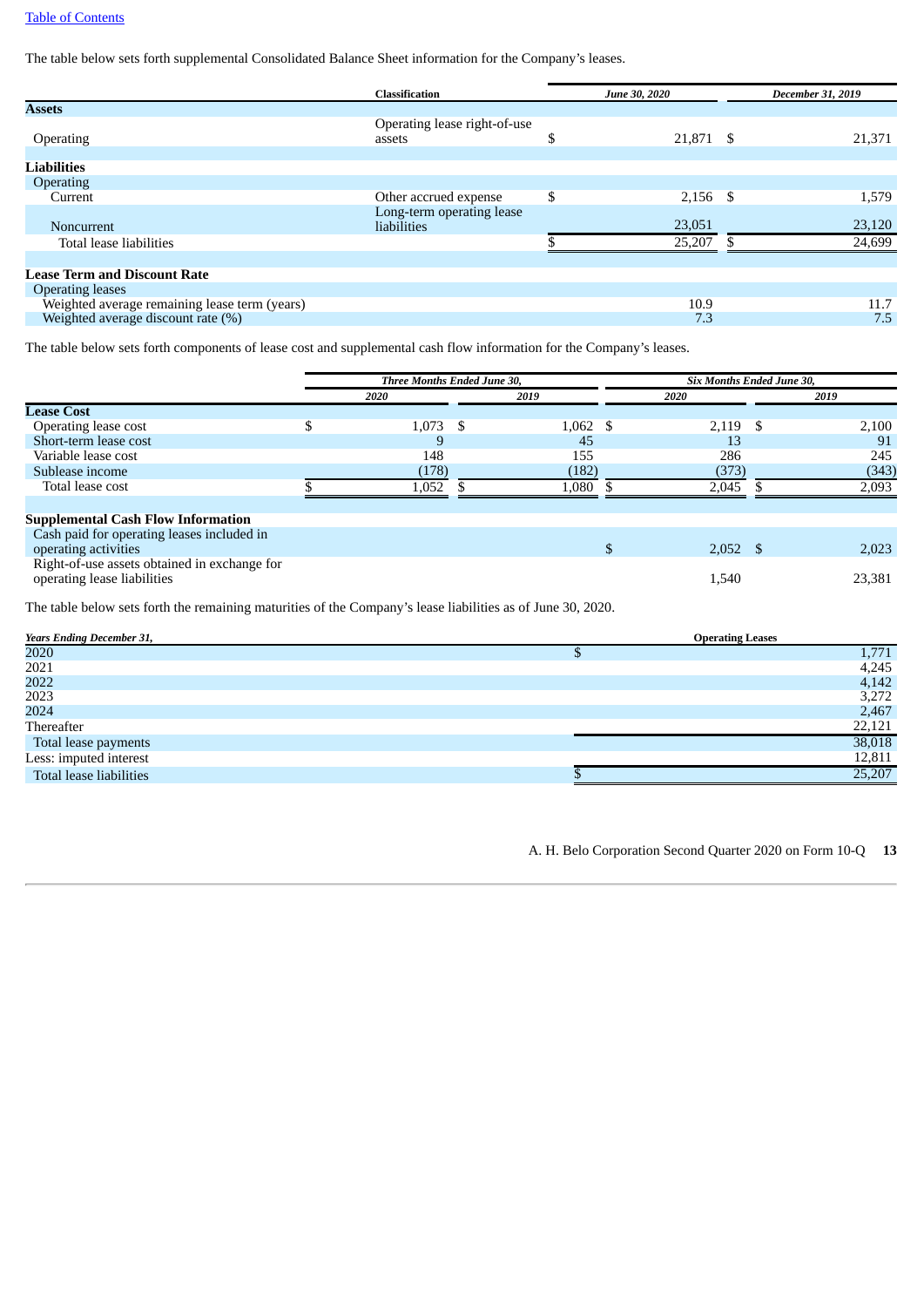The table below sets forth supplemental Consolidated Balance Sheet information for the Company's leases.

| | Classification | June 30, 2020 | December 31, 2019 |
|---|---|---|---|
| **Assets** | | | |
| Operating | Operating lease right-of-use assets | $ 21,871 | $ 21,371 |
| **Liabilities** | | | |
| Operating | | | |
| Current | Other accrued expense | $ 2,156 | $ 1,579 |
| Noncurrent | Long-term operating lease liabilities | 23,051 | 23,120 |
| Total lease liabilities | | $ 25,207 | $ 24,699 |
| **Lease Term and Discount Rate** | | | |
| Operating leases | | | |
| Weighted average remaining lease term (years) | | 10.9 | 11.7 |
| Weighted average discount rate (%) | | 7.3 | 7.5 |

The table below sets forth components of lease cost and supplemental cash flow information for the Company's leases.

| | Three Months Ended June 30, | | Six Months Ended June 30, | |
|---|---|---|---|---|
| | 2020 | 2019 | 2020 | 2019 |
| **Lease Cost** | | | | |
| Operating lease cost | $ 1,073 | $ 1,062 | $ 2,119 | $ 2,100 |
| Short-term lease cost | 9 | 45 | 13 | 91 |
| Variable lease cost | 148 | 155 | 286 | 245 |
| Sublease income | (178) | (182) | (373) | (343) |
| Total lease cost | $ 1,052 | $ 1,080 | $ 2,045 | $ 2,093 |
| **Supplemental Cash Flow Information** | | | | |
| Cash paid for operating leases included in operating activities | | | $ 2,052 | $ 2,023 |
| Right-of-use assets obtained in exchange for operating lease liabilities | | | 1,540 | 23,381 |

The table below sets forth the remaining maturities of the Company's lease liabilities as of June 30, 2020.

| Years Ending December 31, | Operating Leases |
|---|---|
| 2020 | $ 1,771 |
| 2021 | 4,245 |
| 2022 | 4,142 |
| 2023 | 3,272 |
| 2024 | 2,467 |
| Thereafter | 22,121 |
| Total lease payments | 38,018 |
| Less: imputed interest | 12,811 |
| Total lease liabilities | $ 25,207 |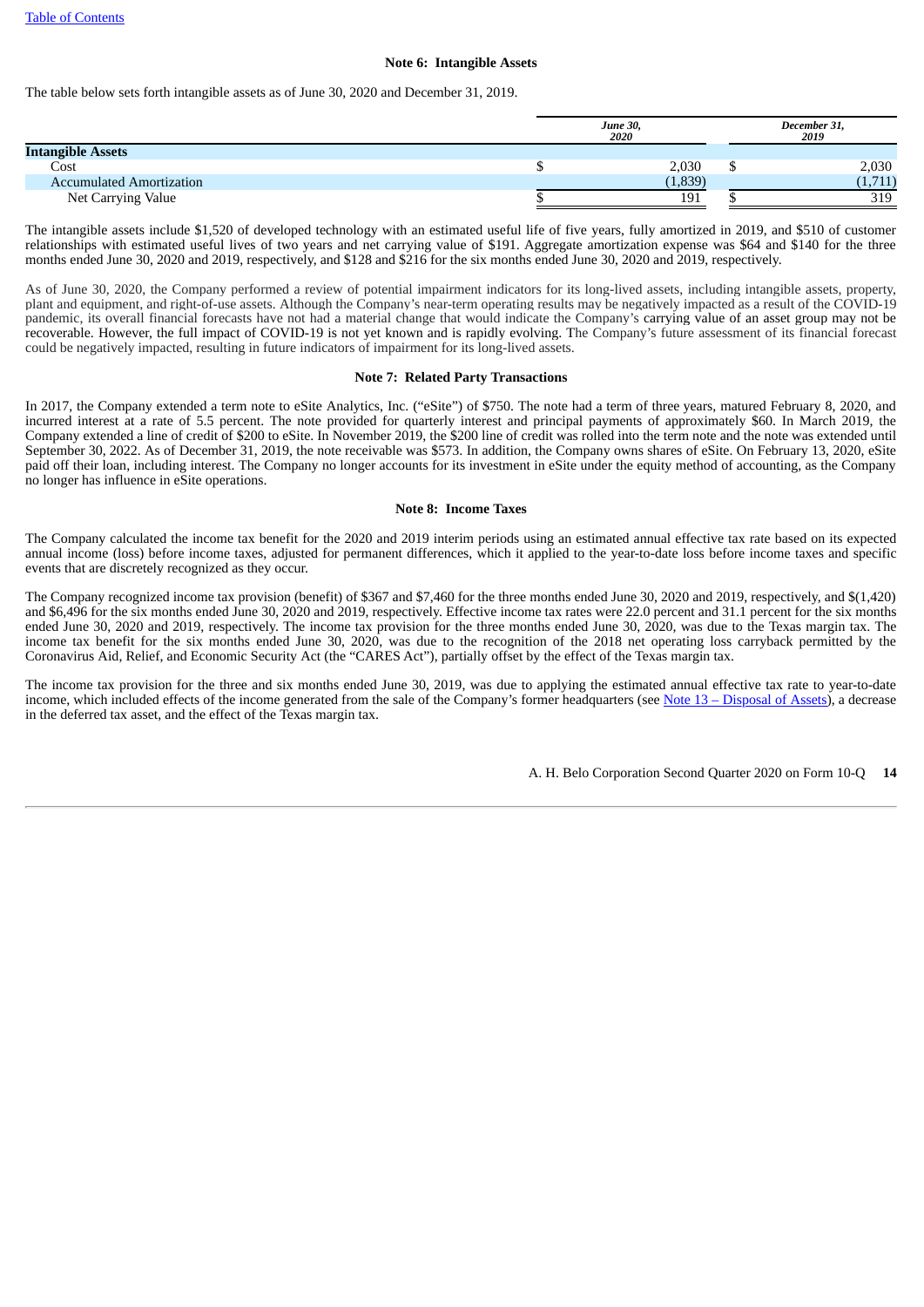### Note 6: Intangible Assets

The table below sets forth intangible assets as of June 30, 2020 and December 31, 2019.

| | *June 30, 2020* | *December 31, 2019* |
|---|---|---|
| **Intangible Assets** | | |
| Cost | $ 2,030 | $ 2,030 |
| Accumulated Amortization | (1,839) | (1,711) |
| Net Carrying Value | $ 191 | $ 319 |

The intangible assets include $1,520 of developed technology with an estimated useful life of five years, fully amortized in 2019, and $510 of customer relationships with estimated useful lives of two years and net carrying value of $191. Aggregate amortization expense was $64 and $140 for the three months ended June 30, 2020 and 2019, respectively, and $128 and $216 for the six months ended June 30, 2020 and 2019, respectively.

As of June 30, 2020, the Company performed a review of potential impairment indicators for its long-lived assets, including intangible assets, property, plant and equipment, and right-of-use assets. Although the Company's near-term operating results may be negatively impacted as a result of the COVID-19 pandemic, its overall financial forecasts have not had a material change that would indicate the Company's carrying value of an asset group may not be recoverable. However, the full impact of COVID-19 is not yet known and is rapidly evolving. The Company's future assessment of its financial forecast could be negatively impacted, resulting in future indicators of impairment for its long-lived assets.

### Note 7: Related Party Transactions

In 2017, the Company extended a term note to eSite Analytics, Inc. ("eSite") of $750. The note had a term of three years, matured February 8, 2020, and incurred interest at a rate of 5.5 percent. The note provided for quarterly interest and principal payments of approximately $60. In March 2019, the Company extended a line of credit of $200 to eSite. In November 2019, the $200 line of credit was rolled into the term note and the note was extended until September 30, 2022. As of December 31, 2019, the note receivable was $573. In addition, the Company owns shares of eSite. On February 13, 2020, eSite paid off their loan, including interest. The Company no longer accounts for its investment in eSite under the equity method of accounting, as the Company no longer has influence in eSite operations.

### Note 8: Income Taxes

The Company calculated the income tax benefit for the 2020 and 2019 interim periods using an estimated annual effective tax rate based on its expected annual income (loss) before income taxes, adjusted for permanent differences, which it applied to the year-to-date loss before income taxes and specific events that are discretely recognized as they occur.

The Company recognized income tax provision (benefit) of $367 and $7,460 for the three months ended June 30, 2020 and 2019, respectively, and $(1,420) and $6,496 for the six months ended June 30, 2020 and 2019, respectively. Effective income tax rates were 22.0 percent and 31.1 percent for the six months ended June 30, 2020 and 2019, respectively. The income tax provision for the three months ended June 30, 2020, was due to the Texas margin tax. The income tax benefit for the six months ended June 30, 2020, was due to the recognition of the 2018 net operating loss carryback permitted by the Coronavirus Aid, Relief, and Economic Security Act (the "CARES Act"), partially offset by the effect of the Texas margin tax.

The income tax provision for the three and six months ended June 30, 2019, was due to applying the estimated annual effective tax rate to year-to-date income, which included effects of the income generated from the sale of the Company's former headquarters (see Note 13 – Disposal of Assets), a decrease in the deferred tax asset, and the effect of the Texas margin tax.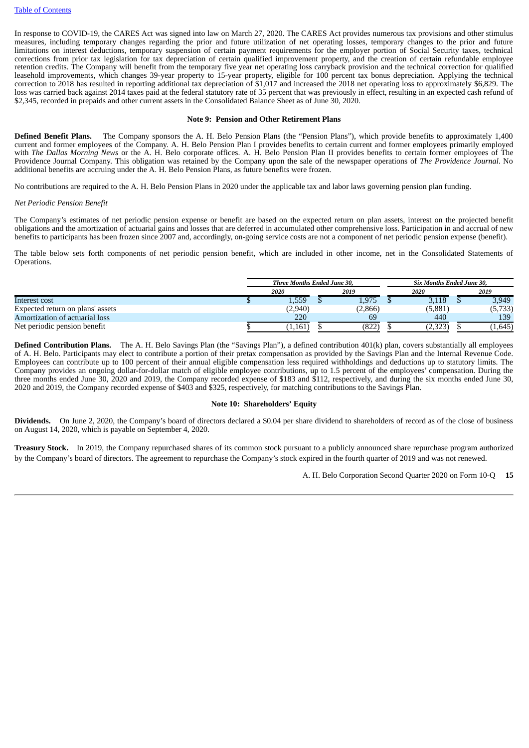In response to COVID-19, the CARES Act was signed into law on March 27, 2020. The CARES Act provides numerous tax provisions and other stimulus measures, including temporary changes regarding the prior and future utilization of net operating losses, temporary changes to the prior and future limitations on interest deductions, temporary suspension of certain payment requirements for the employer portion of Social Security taxes, technical corrections from prior tax legislation for tax depreciation of certain qualified improvement property, and the creation of certain refundable employee retention credits. The Company will benefit from the temporary five year net operating loss carryback provision and the technical correction for qualified leasehold improvements, which changes 39-year property to 15-year property, eligible for 100 percent tax bonus depreciation. Applying the technical correction to 2018 has resulted in reporting additional tax depreciation of $1,017 and increased the 2018 net operating loss to approximately $6,829. The loss was carried back against 2014 taxes paid at the federal statutory rate of 35 percent that was previously in effect, resulting in an expected cash refund of $2,345, recorded in prepaids and other current assets in the Consolidated Balance Sheet as of June 30, 2020.

## Note 9: Pension and Other Retirement Plans

**Defined Benefit Plans.** The Company sponsors the A. H. Belo Pension Plans (the "Pension Plans"), which provide benefits to approximately 1,400 current and former employees of the Company. A. H. Belo Pension Plan I provides benefits to certain current and former employees primarily employed with *The Dallas Morning News* or the A. H. Belo corporate offices. A. H. Belo Pension Plan II provides benefits to certain former employees of The Providence Journal Company. This obligation was retained by the Company upon the sale of the newspaper operations of *The Providence Journal*. No additional benefits are accruing under the A. H. Belo Pension Plans, as future benefits were frozen.

No contributions are required to the A. H. Belo Pension Plans in 2020 under the applicable tax and labor laws governing pension plan funding.

*Net Periodic Pension Benefit*

The Company's estimates of net periodic pension expense or benefit are based on the expected return on plan assets, interest on the projected benefit obligations and the amortization of actuarial gains and losses that are deferred in accumulated other comprehensive loss. Participation in and accrual of new benefits to participants has been frozen since 2007 and, accordingly, on-going service costs are not a component of net periodic pension expense (benefit).

The table below sets forth components of net periodic pension benefit, which are included in other income, net in the Consolidated Statements of Operations.

| | *Three Months Ended June 30,* | | *Six Months Ended June 30,* | |
|---|---|---|---|---|
| | *2020* | *2019* | *2020* | *2019* |
| Interest cost | $ 1,559 | $ 1,975 | $ 3,118 | $ 3,949 |
| Expected return on plans' assets | (2,940) | (2,866) | (5,881) | (5,733) |
| Amortization of actuarial loss | 220 | 69 | 440 | 139 |
| Net periodic pension benefit | $ (1,161) | $ (822) | $ (2,323) | $ (1,645) |

**Defined Contribution Plans.** The A. H. Belo Savings Plan (the "Savings Plan"), a defined contribution 401(k) plan, covers substantially all employees of A. H. Belo. Participants may elect to contribute a portion of their pretax compensation as provided by the Savings Plan and the Internal Revenue Code. Employees can contribute up to 100 percent of their annual eligible compensation less required withholdings and deductions up to statutory limits. The Company provides an ongoing dollar-for-dollar match of eligible employee contributions, up to 1.5 percent of the employees' compensation. During the three months ended June 30, 2020 and 2019, the Company recorded expense of $183 and $112, respectively, and during the six months ended June 30, 2020 and 2019, the Company recorded expense of $403 and $325, respectively, for matching contributions to the Savings Plan.

## Note 10: Shareholders' Equity

**Dividends.** On June 2, 2020, the Company's board of directors declared a $0.04 per share dividend to shareholders of record as of the close of business on August 14, 2020, which is payable on September 4, 2020.

**Treasury Stock.** In 2019, the Company repurchased shares of its common stock pursuant to a publicly announced share repurchase program authorized by the Company's board of directors. The agreement to repurchase the Company's stock expired in the fourth quarter of 2019 and was not renewed.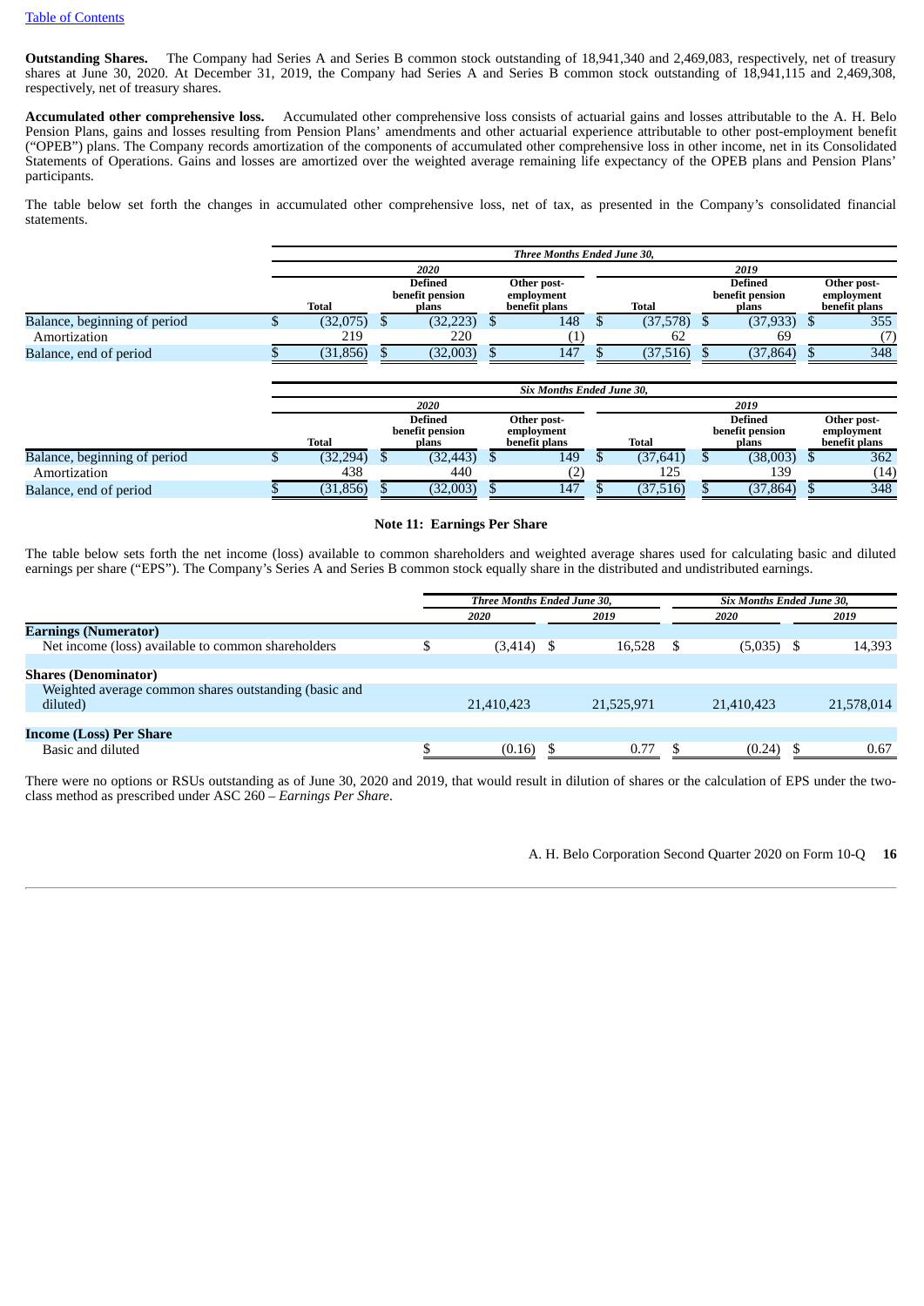**Outstanding Shares.** The Company had Series A and Series B common stock outstanding of 18,941,340 and 2,469,083, respectively, net of treasury shares at June 30, 2020. At December 31, 2019, the Company had Series A and Series B common stock outstanding of 18,941,115 and 2,469,308, respectively, net of treasury shares.

**Accumulated other comprehensive loss.** Accumulated other comprehensive loss consists of actuarial gains and losses attributable to the A. H. Belo Pension Plans, gains and losses resulting from Pension Plans' amendments and other actuarial experience attributable to other post-employment benefit ("OPEB") plans. The Company records amortization of the components of accumulated other comprehensive loss in other income, net in its Consolidated Statements of Operations. Gains and losses are amortized over the weighted average remaining life expectancy of the OPEB plans and Pension Plans' participants.

The table below set forth the changes in accumulated other comprehensive loss, net of tax, as presented in the Company's consolidated financial statements.

| | *Three Months Ended June 30,* | | | | | |
|---|---|---|---|---|---|---|
| | *2020* | | | *2019* | | |
| | Total | Defined benefit pension plans | Other post-employment benefit plans | Total | Defined benefit pension plans | Other post-employment benefit plans |
| Balance, beginning of period | $ (32,075) | $ (32,223) | $ 148 | $ (37,578) | $ (37,933) | $ 355 |
| Amortization | 219 | 220 | (1) | 62 | 69 | (7) |
| Balance, end of period | $ (31,856) | $ (32,003) | $ 147 | $ (37,516) | $ (37,864) | $ 348 |

| | *Six Months Ended June 30,* | | | | | |
|---|---|---|---|---|---|---|
| | *2020* | | | *2019* | | |
| | Total | Defined benefit pension plans | Other post-employment benefit plans | Total | Defined benefit pension plans | Other post-employment benefit plans |
| Balance, beginning of period | $ (32,294) | $ (32,443) | $ 149 | $ (37,641) | $ (38,003) | $ 362 |
| Amortization | 438 | 440 | (2) | 125 | 139 | (14) |
| Balance, end of period | $ (31,856) | $ (32,003) | $ 147 | $ (37,516) | $ (37,864) | $ 348 |

## Note 11: Earnings Per Share

The table below sets forth the net income (loss) available to common shareholders and weighted average shares used for calculating basic and diluted earnings per share ("EPS"). The Company's Series A and Series B common stock equally share in the distributed and undistributed earnings.

| | *Three Months Ended June 30,* | | *Six Months Ended June 30,* | |
|---|---|---|---|---|
| | *2020* | *2019* | *2020* | *2019* |
| **Earnings (Numerator)** | | | | |
| Net income (loss) available to common shareholders | $ (3,414) | $ 16,528 | $ (5,035) | $ 14,393 |
| **Shares (Denominator)** | | | | |
| Weighted average common shares outstanding (basic and diluted) | 21,410,423 | 21,525,971 | 21,410,423 | 21,578,014 |
| **Income (Loss) Per Share** | | | | |
| Basic and diluted | $ (0.16) | $ 0.77 | $ (0.24) | $ 0.67 |

There were no options or RSUs outstanding as of June 30, 2020 and 2019, that would result in dilution of shares or the calculation of EPS under the two-class method as prescribed under ASC 260 – *Earnings Per Share*.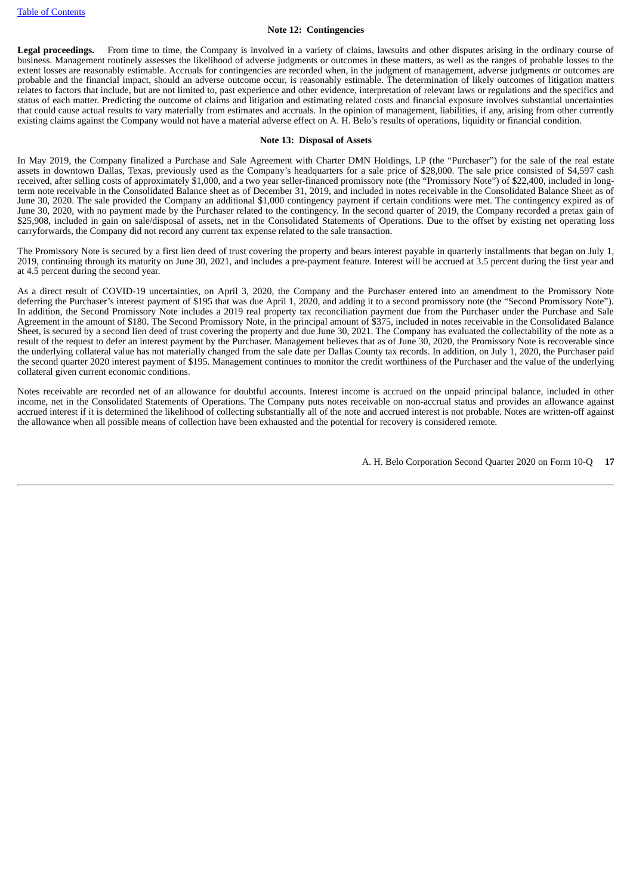## Note 12: Contingencies

**Legal proceedings.** From time to time, the Company is involved in a variety of claims, lawsuits and other disputes arising in the ordinary course of business. Management routinely assesses the likelihood of adverse judgments or outcomes in these matters, as well as the ranges of probable losses to the extent losses are reasonably estimable. Accruals for contingencies are recorded when, in the judgment of management, adverse judgments or outcomes are probable and the financial impact, should an adverse outcome occur, is reasonably estimable. The determination of likely outcomes of litigation matters relates to factors that include, but are not limited to, past experience and other evidence, interpretation of relevant laws or regulations and the specifics and status of each matter. Predicting the outcome of claims and litigation and estimating related costs and financial exposure involves substantial uncertainties that could cause actual results to vary materially from estimates and accruals. In the opinion of management, liabilities, if any, arising from other currently existing claims against the Company would not have a material adverse effect on A. H. Belo's results of operations, liquidity or financial condition.

## Note 13: Disposal of Assets

In May 2019, the Company finalized a Purchase and Sale Agreement with Charter DMN Holdings, LP (the "Purchaser") for the sale of the real estate assets in downtown Dallas, Texas, previously used as the Company's headquarters for a sale price of $28,000. The sale price consisted of $4,597 cash received, after selling costs of approximately $1,000, and a two year seller-financed promissory note (the "Promissory Note") of $22,400, included in long-term note receivable in the Consolidated Balance sheet as of December 31, 2019, and included in notes receivable in the Consolidated Balance Sheet as of June 30, 2020. The sale provided the Company an additional $1,000 contingency payment if certain conditions were met. The contingency expired as of June 30, 2020, with no payment made by the Purchaser related to the contingency. In the second quarter of 2019, the Company recorded a pretax gain of $25,908, included in gain on sale/disposal of assets, net in the Consolidated Statements of Operations. Due to the offset by existing net operating loss carryforwards, the Company did not record any current tax expense related to the sale transaction.

The Promissory Note is secured by a first lien deed of trust covering the property and bears interest payable in quarterly installments that began on July 1, 2019, continuing through its maturity on June 30, 2021, and includes a pre-payment feature. Interest will be accrued at 3.5 percent during the first year and at 4.5 percent during the second year.

As a direct result of COVID-19 uncertainties, on April 3, 2020, the Company and the Purchaser entered into an amendment to the Promissory Note deferring the Purchaser's interest payment of $195 that was due April 1, 2020, and adding it to a second promissory note (the "Second Promissory Note"). In addition, the Second Promissory Note includes a 2019 real property tax reconciliation payment due from the Purchaser under the Purchase and Sale Agreement in the amount of $180. The Second Promissory Note, in the principal amount of $375, included in notes receivable in the Consolidated Balance Sheet, is secured by a second lien deed of trust covering the property and due June 30, 2021. The Company has evaluated the collectability of the note as a result of the request to defer an interest payment by the Purchaser. Management believes that as of June 30, 2020, the Promissory Note is recoverable since the underlying collateral value has not materially changed from the sale date per Dallas County tax records. In addition, on July 1, 2020, the Purchaser paid the second quarter 2020 interest payment of $195. Management continues to monitor the credit worthiness of the Purchaser and the value of the underlying collateral given current economic conditions.

Notes receivable are recorded net of an allowance for doubtful accounts. Interest income is accrued on the unpaid principal balance, included in other income, net in the Consolidated Statements of Operations. The Company puts notes receivable on non-accrual status and provides an allowance against accrued interest if it is determined the likelihood of collecting substantially all of the note and accrued interest is not probable. Notes are written-off against the allowance when all possible means of collection have been exhausted and the potential for recovery is considered remote.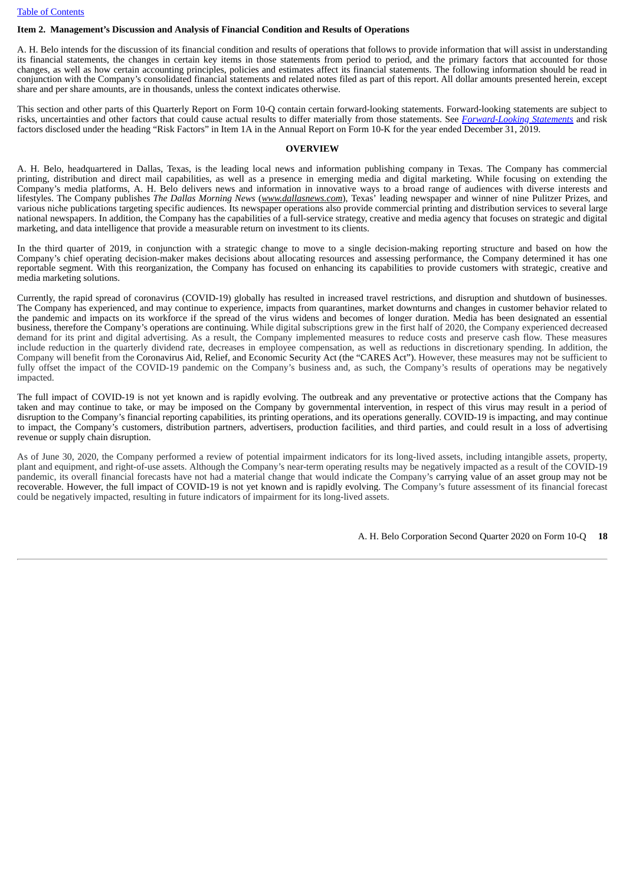## Item 2. Management's Discussion and Analysis of Financial Condition and Results of Operations

A. H. Belo intends for the discussion of its financial condition and results of operations that follows to provide information that will assist in understanding its financial statements, the changes in certain key items in those statements from period to period, and the primary factors that accounted for those changes, as well as how certain accounting principles, policies and estimates affect its financial statements. The following information should be read in conjunction with the Company's consolidated financial statements and related notes filed as part of this report. All dollar amounts presented herein, except share and per share amounts, are in thousands, unless the context indicates otherwise.

This section and other parts of this Quarterly Report on Form 10-Q contain certain forward-looking statements. Forward-looking statements are subject to risks, uncertainties and other factors that could cause actual results to differ materially from those statements. See *Forward-Looking Statements* and risk factors disclosed under the heading "Risk Factors" in Item 1A in the Annual Report on Form 10-K for the year ended December 31, 2019.

### OVERVIEW

A. H. Belo, headquartered in Dallas, Texas, is the leading local news and information publishing company in Texas. The Company has commercial printing, distribution and direct mail capabilities, as well as a presence in emerging media and digital marketing. While focusing on extending the Company's media platforms, A. H. Belo delivers news and information in innovative ways to a broad range of audiences with diverse interests and lifestyles. The Company publishes *The Dallas Morning News* (*www.dallasnews.com*), Texas' leading newspaper and winner of nine Pulitzer Prizes, and various niche publications targeting specific audiences. Its newspaper operations also provide commercial printing and distribution services to several large national newspapers. In addition, the Company has the capabilities of a full-service strategy, creative and media agency that focuses on strategic and digital marketing, and data intelligence that provide a measurable return on investment to its clients.

In the third quarter of 2019, in conjunction with a strategic change to move to a single decision-making reporting structure and based on how the Company's chief operating decision-maker makes decisions about allocating resources and assessing performance, the Company determined it has one reportable segment. With this reorganization, the Company has focused on enhancing its capabilities to provide customers with strategic, creative and media marketing solutions.

Currently, the rapid spread of coronavirus (COVID-19) globally has resulted in increased travel restrictions, and disruption and shutdown of businesses. The Company has experienced, and may continue to experience, impacts from quarantines, market downturns and changes in customer behavior related to the pandemic and impacts on its workforce if the spread of the virus widens and becomes of longer duration. Media has been designated an essential business, therefore the Company's operations are continuing. While digital subscriptions grew in the first half of 2020, the Company experienced decreased demand for its print and digital advertising. As a result, the Company implemented measures to reduce costs and preserve cash flow. These measures include reduction in the quarterly dividend rate, decreases in employee compensation, as well as reductions in discretionary spending. In addition, the Company will benefit from the Coronavirus Aid, Relief, and Economic Security Act (the "CARES Act"). However, these measures may not be sufficient to fully offset the impact of the COVID-19 pandemic on the Company's business and, as such, the Company's results of operations may be negatively impacted.

The full impact of COVID-19 is not yet known and is rapidly evolving. The outbreak and any preventative or protective actions that the Company has taken and may continue to take, or may be imposed on the Company by governmental intervention, in respect of this virus may result in a period of disruption to the Company's financial reporting capabilities, its printing operations, and its operations generally. COVID-19 is impacting, and may continue to impact, the Company's customers, distribution partners, advertisers, production facilities, and third parties, and could result in a loss of advertising revenue or supply chain disruption.

As of June 30, 2020, the Company performed a review of potential impairment indicators for its long-lived assets, including intangible assets, property, plant and equipment, and right-of-use assets. Although the Company's near-term operating results may be negatively impacted as a result of the COVID-19 pandemic, its overall financial forecasts have not had a material change that would indicate the Company's carrying value of an asset group may not be recoverable. However, the full impact of COVID-19 is not yet known and is rapidly evolving. The Company's future assessment of its financial forecast could be negatively impacted, resulting in future indicators of impairment for its long-lived assets.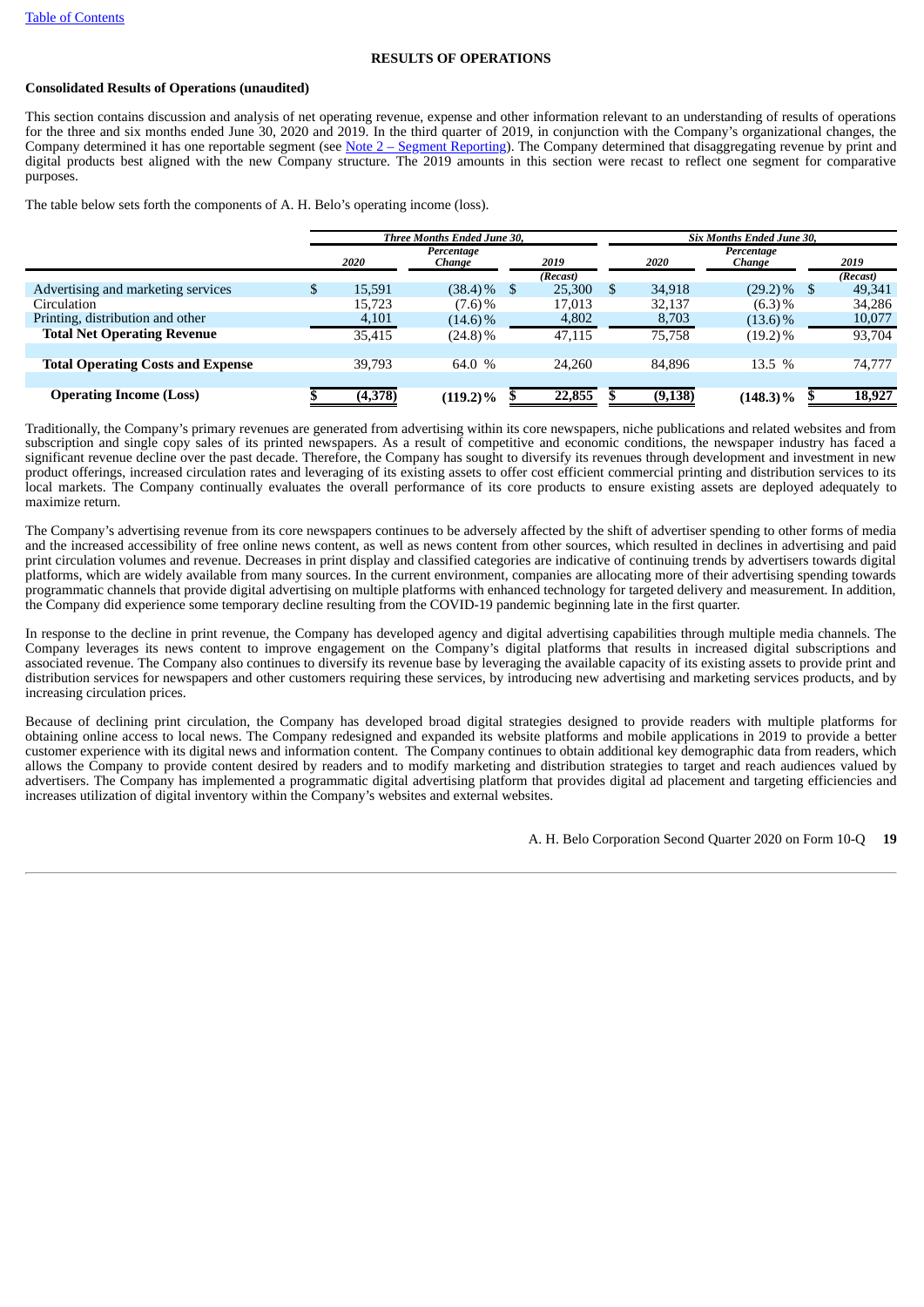## RESULTS OF OPERATIONS

**Consolidated Results of Operations (unaudited)**

This section contains discussion and analysis of net operating revenue, expense and other information relevant to an understanding of results of operations for the three and six months ended June 30, 2020 and 2019. In the third quarter of 2019, in conjunction with the Company's organizational changes, the Company determined it has one reportable segment (see Note 2 – Segment Reporting). The Company determined that disaggregating revenue by print and digital products best aligned with the new Company structure. The 2019 amounts in this section were recast to reflect one segment for comparative purposes.

The table below sets forth the components of A. H. Belo's operating income (loss).

| | Three Months Ended June 30, | | | Six Months Ended June 30, | | |
|---|---|---|---|---|---|---|
| | 2020 | Percentage Change | 2019 | 2020 | Percentage Change | 2019 |
| | | | (Recast) | | | (Recast) |
| Advertising and marketing services | $ 15,591 | (38.4)% | $ 25,300 | $ 34,918 | (29.2)% | $ 49,341 |
| Circulation | 15,723 | (7.6)% | 17,013 | 32,137 | (6.3)% | 34,286 |
| Printing, distribution and other | 4,101 | (14.6)% | 4,802 | 8,703 | (13.6)% | 10,077 |
| **Total Net Operating Revenue** | 35,415 | (24.8)% | 47,115 | 75,758 | (19.2)% | 93,704 |
| | | | | | | |
| **Total Operating Costs and Expense** | 39,793 | 64.0 % | 24,260 | 84,896 | 13.5 % | 74,777 |
| | | | | | | |
| **Operating Income (Loss)** | **$ (4,378)** | **(119.2)%** | **$ 22,855** | **$ (9,138)** | **(148.3)%** | **$ 18,927** |

Traditionally, the Company's primary revenues are generated from advertising within its core newspapers, niche publications and related websites and from subscription and single copy sales of its printed newspapers. As a result of competitive and economic conditions, the newspaper industry has faced a significant revenue decline over the past decade. Therefore, the Company has sought to diversify its revenues through development and investment in new product offerings, increased circulation rates and leveraging of its existing assets to offer cost efficient commercial printing and distribution services to its local markets. The Company continually evaluates the overall performance of its core products to ensure existing assets are deployed adequately to maximize return.

The Company's advertising revenue from its core newspapers continues to be adversely affected by the shift of advertiser spending to other forms of media and the increased accessibility of free online news content, as well as news content from other sources, which resulted in declines in advertising and paid print circulation volumes and revenue. Decreases in print display and classified categories are indicative of continuing trends by advertisers towards digital platforms, which are widely available from many sources. In the current environment, companies are allocating more of their advertising spending towards programmatic channels that provide digital advertising on multiple platforms with enhanced technology for targeted delivery and measurement. In addition, the Company did experience some temporary decline resulting from the COVID-19 pandemic beginning late in the first quarter.

In response to the decline in print revenue, the Company has developed agency and digital advertising capabilities through multiple media channels. The Company leverages its news content to improve engagement on the Company's digital platforms that results in increased digital subscriptions and associated revenue. The Company also continues to diversify its revenue base by leveraging the available capacity of its existing assets to provide print and distribution services for newspapers and other customers requiring these services, by introducing new advertising and marketing services products, and by increasing circulation prices.

Because of declining print circulation, the Company has developed broad digital strategies designed to provide readers with multiple platforms for obtaining online access to local news. The Company redesigned and expanded its website platforms and mobile applications in 2019 to provide a better customer experience with its digital news and information content. The Company continues to obtain additional key demographic data from readers, which allows the Company to provide content desired by readers and to modify marketing and distribution strategies to target and reach audiences valued by advertisers. The Company has implemented a programmatic digital advertising platform that provides digital ad placement and targeting efficiencies and increases utilization of digital inventory within the Company's websites and external websites.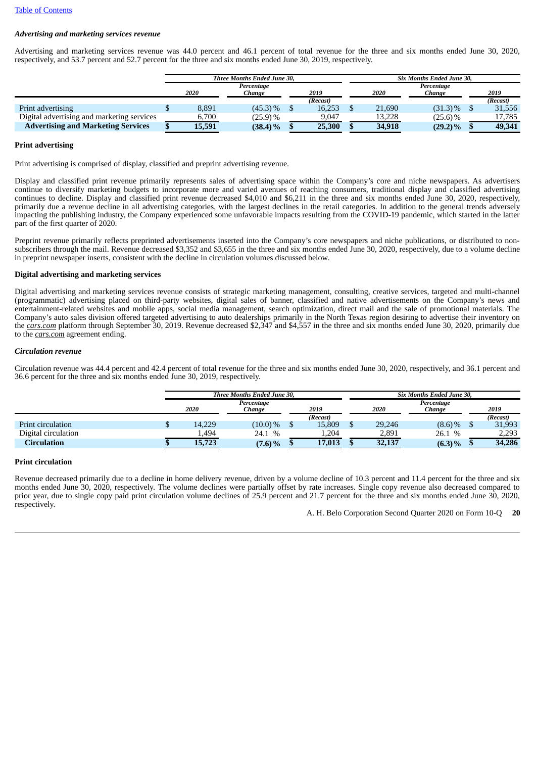*Advertising and marketing services revenue*

Advertising and marketing services revenue was 44.0 percent and 46.1 percent of total revenue for the three and six months ended June 30, 2020, respectively, and 53.7 percent and 52.7 percent for the three and six months ended June 30, 2019, respectively.

| | Three Months Ended June 30, | | | Six Months Ended June 30, | | |
|---|---|---|---|---|---|---|
| | 2020 | Percentage Change | 2019 | 2020 | Percentage Change | 2019 |
| | | | (Recast) | | | (Recast) |
| Print advertising | $ 8,891 | (45.3)% | $ 16,253 | $ 21,690 | (31.3)% | $ 31,556 |
| Digital advertising and marketing services | 6,700 | (25.9)% | 9,047 | 13,228 | (25.6)% | 17,785 |
| **Advertising and Marketing Services** | **$ 15,591** | **(38.4)%** | **$ 25,300** | **$ 34,918** | **(29.2)%** | **$ 49,341** |

**Print advertising**

Print advertising is comprised of display, classified and preprint advertising revenue.

Display and classified print revenue primarily represents sales of advertising space within the Company's core and niche newspapers. As advertisers continue to diversify marketing budgets to incorporate more and varied avenues of reaching consumers, traditional display and classified advertising continues to decline. Display and classified print revenue decreased $4,010 and $6,211 in the three and six months ended June 30, 2020, respectively, primarily due a revenue decline in all advertising categories, with the largest declines in the retail categories. In addition to the general trends adversely impacting the publishing industry, the Company experienced some unfavorable impacts resulting from the COVID-19 pandemic, which started in the latter part of the first quarter of 2020.

Preprint revenue primarily reflects preprinted advertisements inserted into the Company's core newspapers and niche publications, or distributed to non-subscribers through the mail. Revenue decreased $3,352 and $3,655 in the three and six months ended June 30, 2020, respectively, due to a volume decline in preprint newspaper inserts, consistent with the decline in circulation volumes discussed below.

**Digital advertising and marketing services**

Digital advertising and marketing services revenue consists of strategic marketing management, consulting, creative services, targeted and multi-channel (programmatic) advertising placed on third-party websites, digital sales of banner, classified and native advertisements on the Company's news and entertainment-related websites and mobile apps, social media management, search optimization, direct mail and the sale of promotional materials. The Company's auto sales division offered targeted advertising to auto dealerships primarily in the North Texas region desiring to advertise their inventory on the *cars.com* platform through September 30, 2019. Revenue decreased $2,347 and $4,557 in the three and six months ended June 30, 2020, primarily due to the *cars.com* agreement ending.

*Circulation revenue*

Circulation revenue was 44.4 percent and 42.4 percent of total revenue for the three and six months ended June 30, 2020, respectively, and 36.1 percent and 36.6 percent for the three and six months ended June 30, 2019, respectively.

| | Three Months Ended June 30, | | | Six Months Ended June 30, | | |
|---|---|---|---|---|---|---|
| | 2020 | Percentage Change | 2019 | 2020 | Percentage Change | 2019 |
| | | | (Recast) | | | (Recast) |
| Print circulation | $ 14,229 | (10.0)% | $ 15,809 | $ 29,246 | (8.6)% | $ 31,993 |
| Digital circulation | 1,494 | 24.1 % | 1,204 | 2,891 | 26.1 % | 2,293 |
| **Circulation** | **$ 15,723** | **(7.6)%** | **$ 17,013** | **$ 32,137** | **(6.3)%** | **$ 34,286** |

**Print circulation**

Revenue decreased primarily due to a decline in home delivery revenue, driven by a volume decline of 10.3 percent and 11.4 percent for the three and six months ended June 30, 2020, respectively. The volume declines were partially offset by rate increases. Single copy revenue also decreased compared to prior year, due to single copy paid print circulation volume declines of 25.9 percent and 21.7 percent for the three and six months ended June 30, 2020, respectively.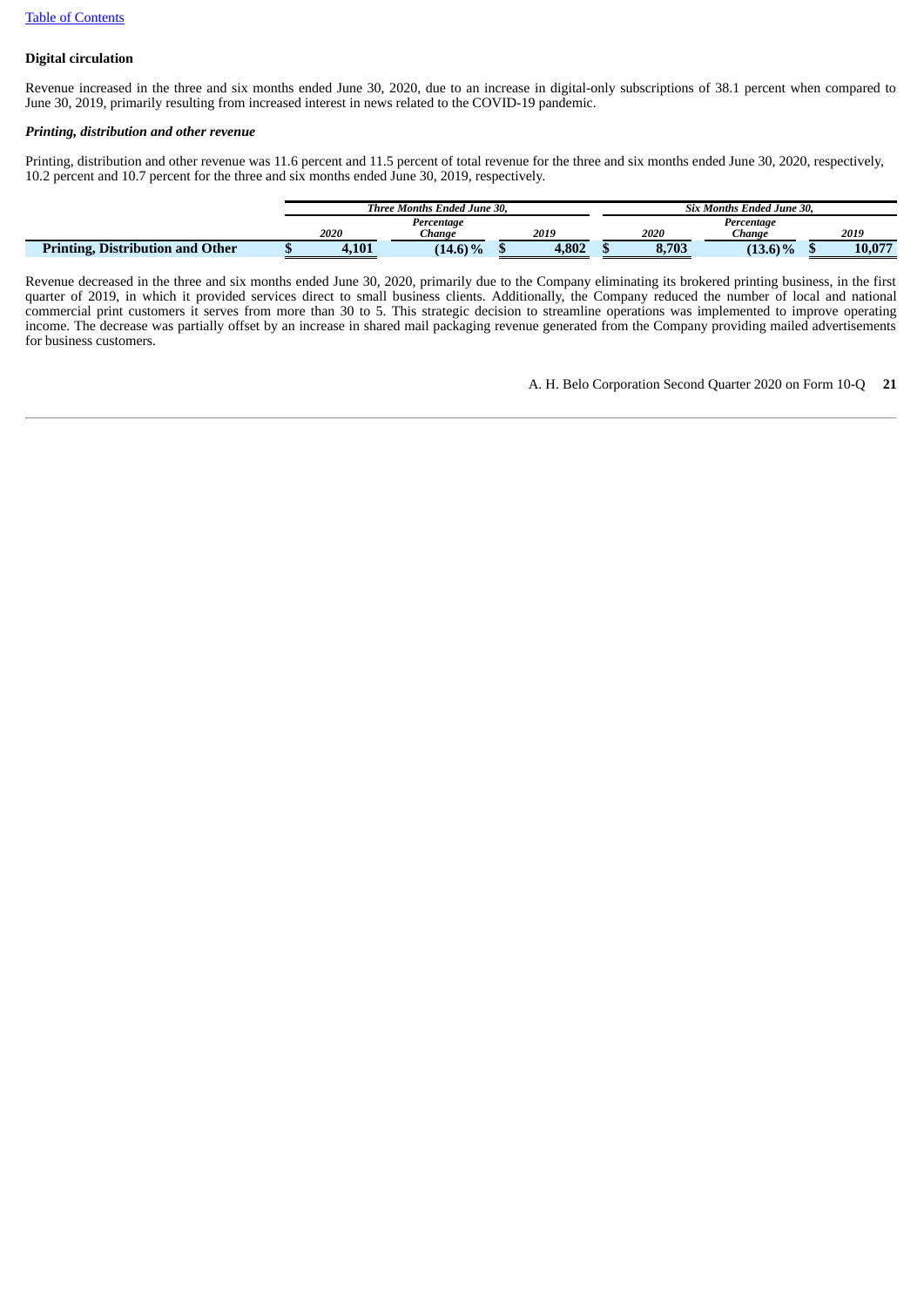**Digital circulation**

Revenue increased in the three and six months ended June 30, 2020, due to an increase in digital-only subscriptions of 38.1 percent when compared to June 30, 2019, primarily resulting from increased interest in news related to the COVID-19 pandemic.

***Printing, distribution and other revenue***

Printing, distribution and other revenue was 11.6 percent and 11.5 percent of total revenue for the three and six months ended June 30, 2020, respectively, 10.2 percent and 10.7 percent for the three and six months ended June 30, 2019, respectively.

| | *Three Months Ended June 30,* | | | *Six Months Ended June 30,* | | |
|---|---|---|---|---|---|---|
| | *2020* | *Percentage Change* | *2019* | *2020* | *Percentage Change* | *2019* |
| **Printing, Distribution and Other** | **$ 4,101** | **(14.6) %** | **$ 4,802** | **$ 8,703** | **(13.6) %** | **$ 10,077** |

Revenue decreased in the three and six months ended June 30, 2020, primarily due to the Company eliminating its brokered printing business, in the first quarter of 2019, in which it provided services direct to small business clients. Additionally, the Company reduced the number of local and national commercial print customers it serves from more than 30 to 5. This strategic decision to streamline operations was implemented to improve operating income. The decrease was partially offset by an increase in shared mail packaging revenue generated from the Company providing mailed advertisements for business customers.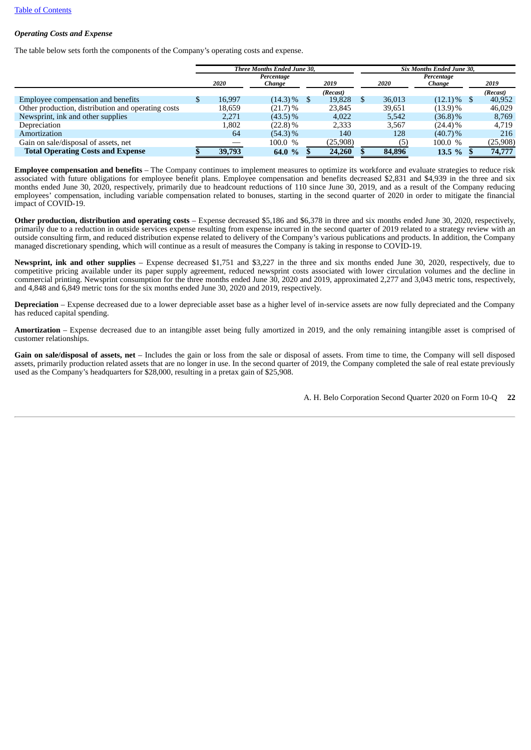*Operating Costs and Expense*

The table below sets forth the components of the Company's operating costs and expense.

| | Three Months Ended June 30, | | | Six Months Ended June 30, | | |
|---|---|---|---|---|---|---|
| | 2020 | Percentage Change | 2019 | 2020 | Percentage Change | 2019 |
| | | | (Recast) | | | (Recast) |
| Employee compensation and benefits | $ 16,997 | (14.3) % | $ 19,828 | $ 36,013 | (12.1) % | $ 40,952 |
| Other production, distribution and operating costs | 18,659 | (21.7) % | 23,845 | 39,651 | (13.9) % | 46,029 |
| Newsprint, ink and other supplies | 2,271 | (43.5) % | 4,022 | 5,542 | (36.8) % | 8,769 |
| Depreciation | 1,802 | (22.8) % | 2,333 | 3,567 | (24.4) % | 4,719 |
| Amortization | 64 | (54.3) % | 140 | 128 | (40.7) % | 216 |
| Gain on sale/disposal of assets, net | — | 100.0 % | (25,908) | (5) | 100.0 % | (25,908) |
| **Total Operating Costs and Expense** | **$ 39,793** | **64.0 %** | **$ 24,260** | **$ 84,896** | **13.5 %** | **$ 74,777** |

**Employee compensation and benefits** – The Company continues to implement measures to optimize its workforce and evaluate strategies to reduce risk associated with future obligations for employee benefit plans. Employee compensation and benefits decreased $2,831 and $4,939 in the three and six months ended June 30, 2020, respectively, primarily due to headcount reductions of 110 since June 30, 2019, and as a result of the Company reducing employees' compensation, including variable compensation related to bonuses, starting in the second quarter of 2020 in order to mitigate the financial impact of COVID-19.

**Other production, distribution and operating costs** – Expense decreased $5,186 and $6,378 in three and six months ended June 30, 2020, respectively, primarily due to a reduction in outside services expense resulting from expense incurred in the second quarter of 2019 related to a strategy review with an outside consulting firm, and reduced distribution expense related to delivery of the Company's various publications and products. In addition, the Company managed discretionary spending, which will continue as a result of measures the Company is taking in response to COVID-19.

**Newsprint, ink and other supplies** – Expense decreased $1,751 and $3,227 in the three and six months ended June 30, 2020, respectively, due to competitive pricing available under its paper supply agreement, reduced newsprint costs associated with lower circulation volumes and the decline in commercial printing. Newsprint consumption for the three months ended June 30, 2020 and 2019, approximated 2,277 and 3,043 metric tons, respectively, and 4,848 and 6,849 metric tons for the six months ended June 30, 2020 and 2019, respectively.

**Depreciation** – Expense decreased due to a lower depreciable asset base as a higher level of in-service assets are now fully depreciated and the Company has reduced capital spending.

**Amortization** – Expense decreased due to an intangible asset being fully amortized in 2019, and the only remaining intangible asset is comprised of customer relationships.

**Gain on sale/disposal of assets, net** – Includes the gain or loss from the sale or disposal of assets. From time to time, the Company will sell disposed assets, primarily production related assets that are no longer in use. In the second quarter of 2019, the Company completed the sale of real estate previously used as the Company's headquarters for $28,000, resulting in a pretax gain of $25,908.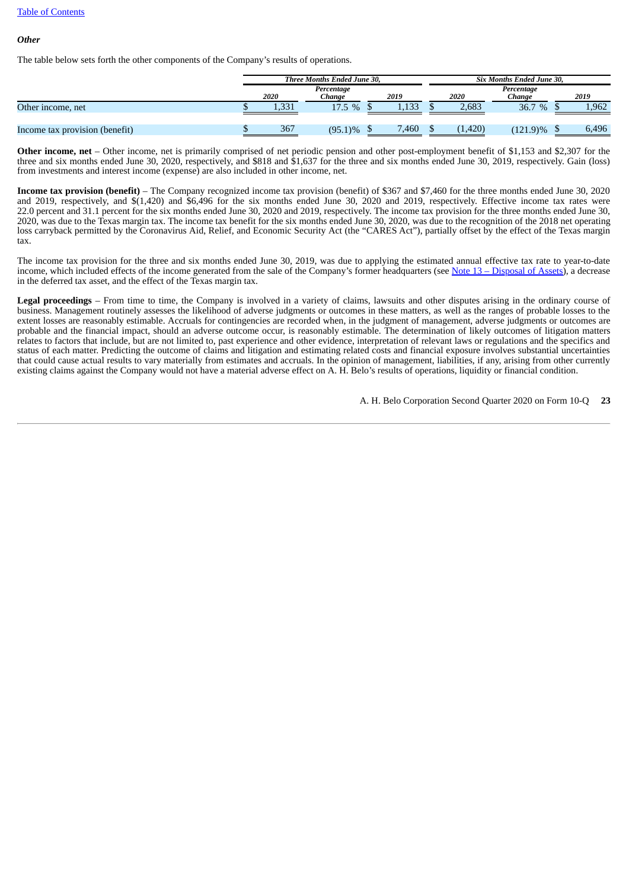*Other*

The table below sets forth the other components of the Company's results of operations.

| | Three Months Ended June 30, | | | Six Months Ended June 30, | | |
|---|---|---|---|---|---|---|
| | 2020 | Percentage Change | 2019 | 2020 | Percentage Change | 2019 |
| Other income, net | $ 1,331 | 17.5 % | $ 1,133 | $ 2,683 | 36.7 % | $ 1,962 |
| Income tax provision (benefit) | $ 367 | (95.1)% | $ 7,460 | $ (1,420) | (121.9)% | $ 6,496 |

**Other income, net** – Other income, net is primarily comprised of net periodic pension and other post-employment benefit of $1,153 and $2,307 for the three and six months ended June 30, 2020, respectively, and $818 and $1,637 for the three and six months ended June 30, 2019, respectively. Gain (loss) from investments and interest income (expense) are also included in other income, net.

**Income tax provision (benefit)** – The Company recognized income tax provision (benefit) of $367 and $7,460 for the three months ended June 30, 2020 and 2019, respectively, and $(1,420) and $6,496 for the six months ended June 30, 2020 and 2019, respectively. Effective income tax rates were 22.0 percent and 31.1 percent for the six months ended June 30, 2020 and 2019, respectively. The income tax provision for the three months ended June 30, 2020, was due to the Texas margin tax. The income tax benefit for the six months ended June 30, 2020, was due to the recognition of the 2018 net operating loss carryback permitted by the Coronavirus Aid, Relief, and Economic Security Act (the "CARES Act"), partially offset by the effect of the Texas margin tax.

The income tax provision for the three and six months ended June 30, 2019, was due to applying the estimated annual effective tax rate to year-to-date income, which included effects of the income generated from the sale of the Company's former headquarters (see Note 13 – Disposal of Assets), a decrease in the deferred tax asset, and the effect of the Texas margin tax.

**Legal proceedings** – From time to time, the Company is involved in a variety of claims, lawsuits and other disputes arising in the ordinary course of business. Management routinely assesses the likelihood of adverse judgments or outcomes in these matters, as well as the ranges of probable losses to the extent losses are reasonably estimable. Accruals for contingencies are recorded when, in the judgment of management, adverse judgments or outcomes are probable and the financial impact, should an adverse outcome occur, is reasonably estimable. The determination of likely outcomes of litigation matters relates to factors that include, but are not limited to, past experience and other evidence, interpretation of relevant laws or regulations and the specifics and status of each matter. Predicting the outcome of claims and litigation and estimating related costs and financial exposure involves substantial uncertainties that could cause actual results to vary materially from estimates and accruals. In the opinion of management, liabilities, if any, arising from other currently existing claims against the Company would not have a material adverse effect on A. H. Belo's results of operations, liquidity or financial condition.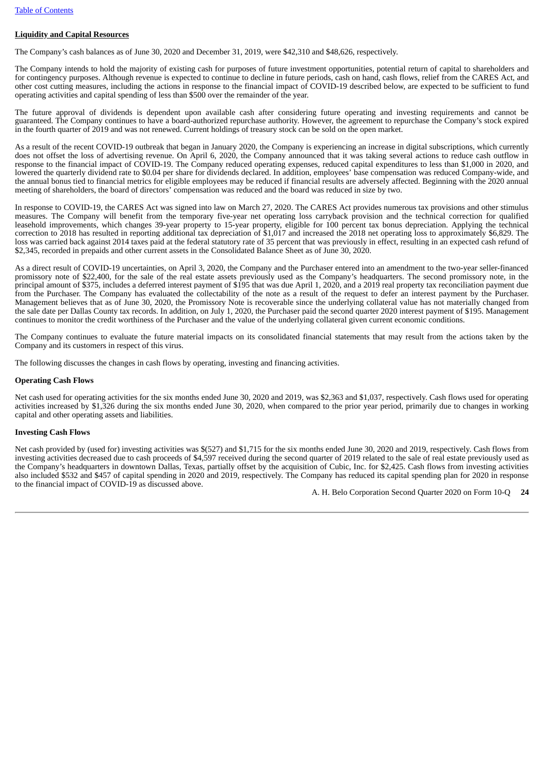**Liquidity and Capital Resources**

The Company's cash balances as of June 30, 2020 and December 31, 2019, were $42,310 and $48,626, respectively.

The Company intends to hold the majority of existing cash for purposes of future investment opportunities, potential return of capital to shareholders and for contingency purposes. Although revenue is expected to continue to decline in future periods, cash on hand, cash flows, relief from the CARES Act, and other cost cutting measures, including the actions in response to the financial impact of COVID-19 described below, are expected to be sufficient to fund operating activities and capital spending of less than $500 over the remainder of the year.

The future approval of dividends is dependent upon available cash after considering future operating and investing requirements and cannot be guaranteed. The Company continues to have a board-authorized repurchase authority. However, the agreement to repurchase the Company's stock expired in the fourth quarter of 2019 and was not renewed. Current holdings of treasury stock can be sold on the open market.

As a result of the recent COVID-19 outbreak that began in January 2020, the Company is experiencing an increase in digital subscriptions, which currently does not offset the loss of advertising revenue. On April 6, 2020, the Company announced that it was taking several actions to reduce cash outflow in response to the financial impact of COVID-19. The Company reduced operating expenses, reduced capital expenditures to less than $1,000 in 2020, and lowered the quarterly dividend rate to $0.04 per share for dividends declared. In addition, employees' base compensation was reduced Company-wide, and the annual bonus tied to financial metrics for eligible employees may be reduced if financial results are adversely affected. Beginning with the 2020 annual meeting of shareholders, the board of directors' compensation was reduced and the board was reduced in size by two.

In response to COVID-19, the CARES Act was signed into law on March 27, 2020. The CARES Act provides numerous tax provisions and other stimulus measures. The Company will benefit from the temporary five-year net operating loss carryback provision and the technical correction for qualified leasehold improvements, which changes 39-year property to 15-year property, eligible for 100 percent tax bonus depreciation. Applying the technical correction to 2018 has resulted in reporting additional tax depreciation of $1,017 and increased the 2018 net operating loss to approximately $6,829. The loss was carried back against 2014 taxes paid at the federal statutory rate of 35 percent that was previously in effect, resulting in an expected cash refund of $2,345, recorded in prepaids and other current assets in the Consolidated Balance Sheet as of June 30, 2020.

As a direct result of COVID-19 uncertainties, on April 3, 2020, the Company and the Purchaser entered into an amendment to the two-year seller-financed promissory note of $22,400, for the sale of the real estate assets previously used as the Company's headquarters. The second promissory note, in the principal amount of $375, includes a deferred interest payment of $195 that was due April 1, 2020, and a 2019 real property tax reconciliation payment due from the Purchaser. The Company has evaluated the collectability of the note as a result of the request to defer an interest payment by the Purchaser. Management believes that as of June 30, 2020, the Promissory Note is recoverable since the underlying collateral value has not materially changed from the sale date per Dallas County tax records. In addition, on July 1, 2020, the Purchaser paid the second quarter 2020 interest payment of $195. Management continues to monitor the credit worthiness of the Purchaser and the value of the underlying collateral given current economic conditions.

The Company continues to evaluate the future material impacts on its consolidated financial statements that may result from the actions taken by the Company and its customers in respect of this virus.

The following discusses the changes in cash flows by operating, investing and financing activities.

**Operating Cash Flows**

Net cash used for operating activities for the six months ended June 30, 2020 and 2019, was $2,363 and $1,037, respectively. Cash flows used for operating activities increased by $1,326 during the six months ended June 30, 2020, when compared to the prior year period, primarily due to changes in working capital and other operating assets and liabilities.

**Investing Cash Flows**

Net cash provided by (used for) investing activities was $(527) and $1,715 for the six months ended June 30, 2020 and 2019, respectively. Cash flows from investing activities decreased due to cash proceeds of $4,597 received during the second quarter of 2019 related to the sale of real estate previously used as the Company's headquarters in downtown Dallas, Texas, partially offset by the acquisition of Cubic, Inc. for $2,425. Cash flows from investing activities also included $532 and $457 of capital spending in 2020 and 2019, respectively. The Company has reduced its capital spending plan for 2020 in response to the financial impact of COVID-19 as discussed above.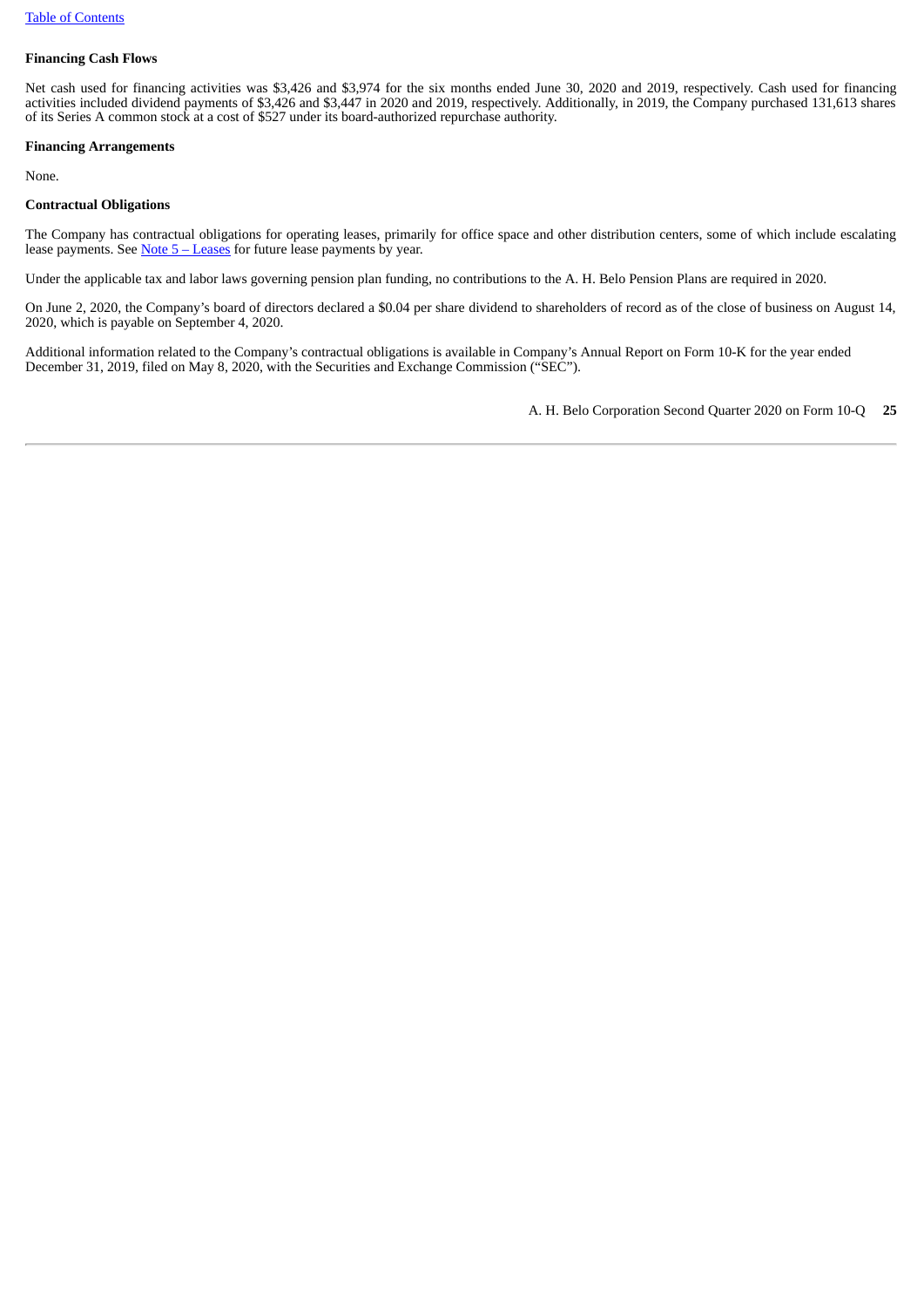**Financing Cash Flows**

Net cash used for financing activities was $3,426 and $3,974 for the six months ended June 30, 2020 and 2019, respectively. Cash used for financing activities included dividend payments of $3,426 and $3,447 in 2020 and 2019, respectively. Additionally, in 2019, the Company purchased 131,613 shares of its Series A common stock at a cost of $527 under its board-authorized repurchase authority.

**Financing Arrangements**

None.

**Contractual Obligations**

The Company has contractual obligations for operating leases, primarily for office space and other distribution centers, some of which include escalating lease payments. See Note 5 – Leases for future lease payments by year.

Under the applicable tax and labor laws governing pension plan funding, no contributions to the A. H. Belo Pension Plans are required in 2020.

On June 2, 2020, the Company's board of directors declared a $0.04 per share dividend to shareholders of record as of the close of business on August 14, 2020, which is payable on September 4, 2020.

Additional information related to the Company's contractual obligations is available in Company's Annual Report on Form 10-K for the year ended December 31, 2019, filed on May 8, 2020, with the Securities and Exchange Commission ("SEC").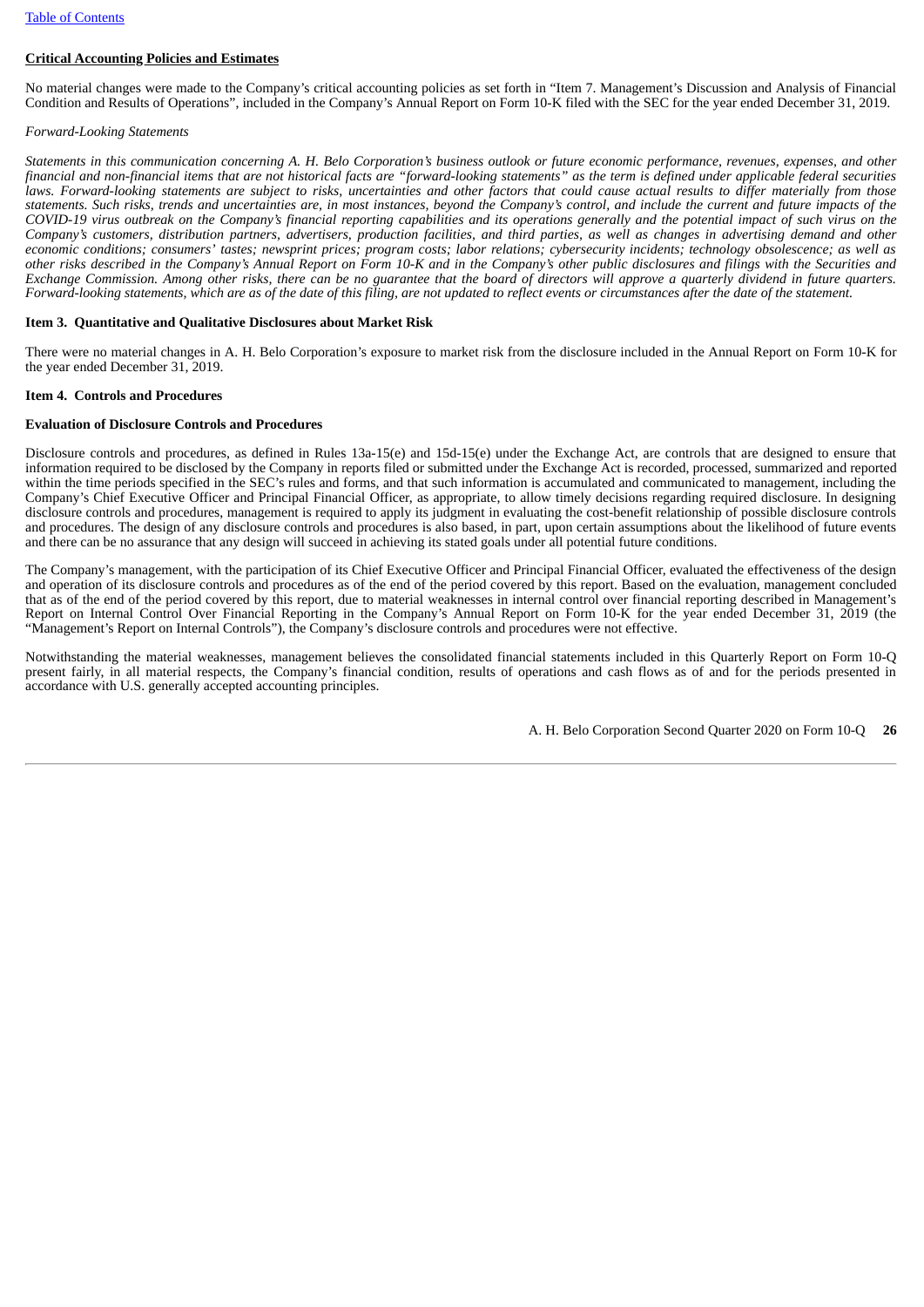**Critical Accounting Policies and Estimates**

No material changes were made to the Company's critical accounting policies as set forth in "Item 7. Management's Discussion and Analysis of Financial Condition and Results of Operations", included in the Company's Annual Report on Form 10-K filed with the SEC for the year ended December 31, 2019.

*Forward-Looking Statements*

*Statements in this communication concerning A. H. Belo Corporation's business outlook or future economic performance, revenues, expenses, and other financial and non-financial items that are not historical facts are "forward-looking statements" as the term is defined under applicable federal securities laws. Forward-looking statements are subject to risks, uncertainties and other factors that could cause actual results to differ materially from those statements. Such risks, trends and uncertainties are, in most instances, beyond the Company's control, and include the current and future impacts of the COVID-19 virus outbreak on the Company's financial reporting capabilities and its operations generally and the potential impact of such virus on the Company's customers, distribution partners, advertisers, production facilities, and third parties, as well as changes in advertising demand and other economic conditions; consumers' tastes; newsprint prices; program costs; labor relations; cybersecurity incidents; technology obsolescence; as well as other risks described in the Company's Annual Report on Form 10-K and in the Company's other public disclosures and filings with the Securities and Exchange Commission. Among other risks, there can be no guarantee that the board of directors will approve a quarterly dividend in future quarters. Forward-looking statements, which are as of the date of this filing, are not updated to reflect events or circumstances after the date of the statement.*

**Item 3. Quantitative and Qualitative Disclosures about Market Risk**

There were no material changes in A. H. Belo Corporation's exposure to market risk from the disclosure included in the Annual Report on Form 10-K for the year ended December 31, 2019.

**Item 4. Controls and Procedures**

**Evaluation of Disclosure Controls and Procedures**

Disclosure controls and procedures, as defined in Rules 13a-15(e) and 15d-15(e) under the Exchange Act, are controls that are designed to ensure that information required to be disclosed by the Company in reports filed or submitted under the Exchange Act is recorded, processed, summarized and reported within the time periods specified in the SEC's rules and forms, and that such information is accumulated and communicated to management, including the Company's Chief Executive Officer and Principal Financial Officer, as appropriate, to allow timely decisions regarding required disclosure. In designing disclosure controls and procedures, management is required to apply its judgment in evaluating the cost-benefit relationship of possible disclosure controls and procedures. The design of any disclosure controls and procedures is also based, in part, upon certain assumptions about the likelihood of future events and there can be no assurance that any design will succeed in achieving its stated goals under all potential future conditions.

The Company's management, with the participation of its Chief Executive Officer and Principal Financial Officer, evaluated the effectiveness of the design and operation of its disclosure controls and procedures as of the end of the period covered by this report. Based on the evaluation, management concluded that as of the end of the period covered by this report, due to material weaknesses in internal control over financial reporting described in Management's Report on Internal Control Over Financial Reporting in the Company's Annual Report on Form 10-K for the year ended December 31, 2019 (the "Management's Report on Internal Controls"), the Company's disclosure controls and procedures were not effective.

Notwithstanding the material weaknesses, management believes the consolidated financial statements included in this Quarterly Report on Form 10-Q present fairly, in all material respects, the Company's financial condition, results of operations and cash flows as of and for the periods presented in accordance with U.S. generally accepted accounting principles.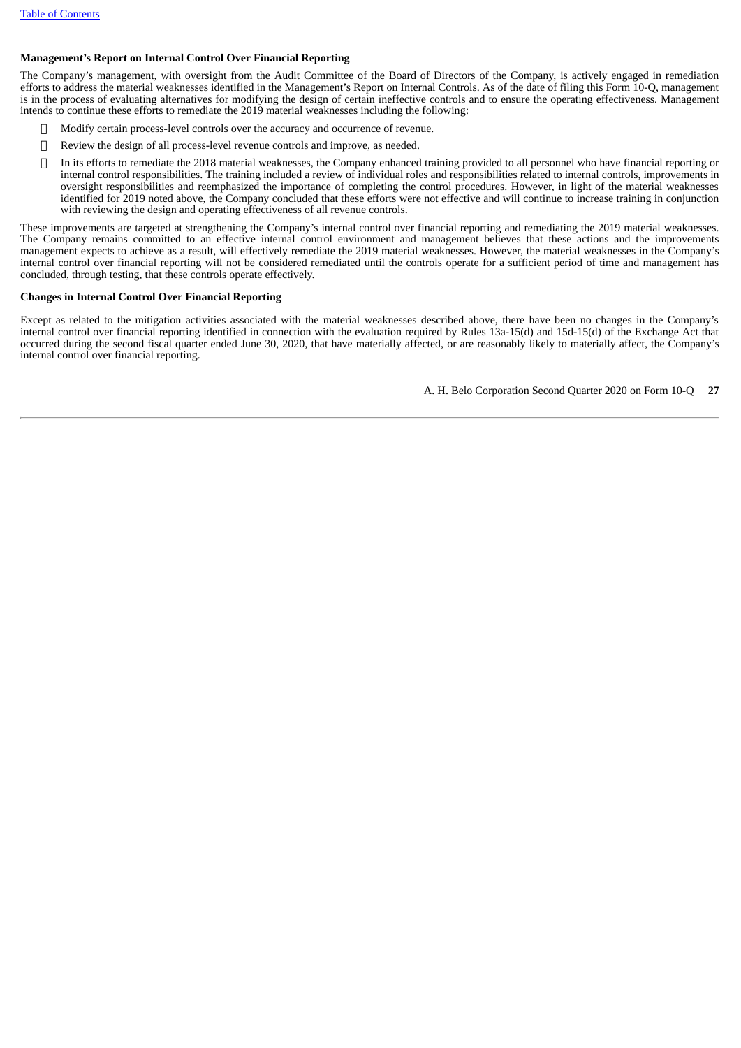**Management's Report on Internal Control Over Financial Reporting**

The Company's management, with oversight from the Audit Committee of the Board of Directors of the Company, is actively engaged in remediation efforts to address the material weaknesses identified in the Management's Report on Internal Controls. As of the date of filing this Form 10-Q, management is in the process of evaluating alternatives for modifying the design of certain ineffective controls and to ensure the operating effectiveness. Management intends to continue these efforts to remediate the 2019 material weaknesses including the following:

- Modify certain process-level controls over the accuracy and occurrence of revenue.
- Review the design of all process-level revenue controls and improve, as needed.
- In its efforts to remediate the 2018 material weaknesses, the Company enhanced training provided to all personnel who have financial reporting or internal control responsibilities. The training included a review of individual roles and responsibilities related to internal controls, improvements in oversight responsibilities and reemphasized the importance of completing the control procedures. However, in light of the material weaknesses identified for 2019 noted above, the Company concluded that these efforts were not effective and will continue to increase training in conjunction with reviewing the design and operating effectiveness of all revenue controls.

These improvements are targeted at strengthening the Company's internal control over financial reporting and remediating the 2019 material weaknesses. The Company remains committed to an effective internal control environment and management believes that these actions and the improvements management expects to achieve as a result, will effectively remediate the 2019 material weaknesses. However, the material weaknesses in the Company's internal control over financial reporting will not be considered remediated until the controls operate for a sufficient period of time and management has concluded, through testing, that these controls operate effectively.

**Changes in Internal Control Over Financial Reporting**

Except as related to the mitigation activities associated with the material weaknesses described above, there have been no changes in the Company's internal control over financial reporting identified in connection with the evaluation required by Rules 13a-15(d) and 15d-15(d) of the Exchange Act that occurred during the second fiscal quarter ended June 30, 2020, that have materially affected, or are reasonably likely to materially affect, the Company's internal control over financial reporting.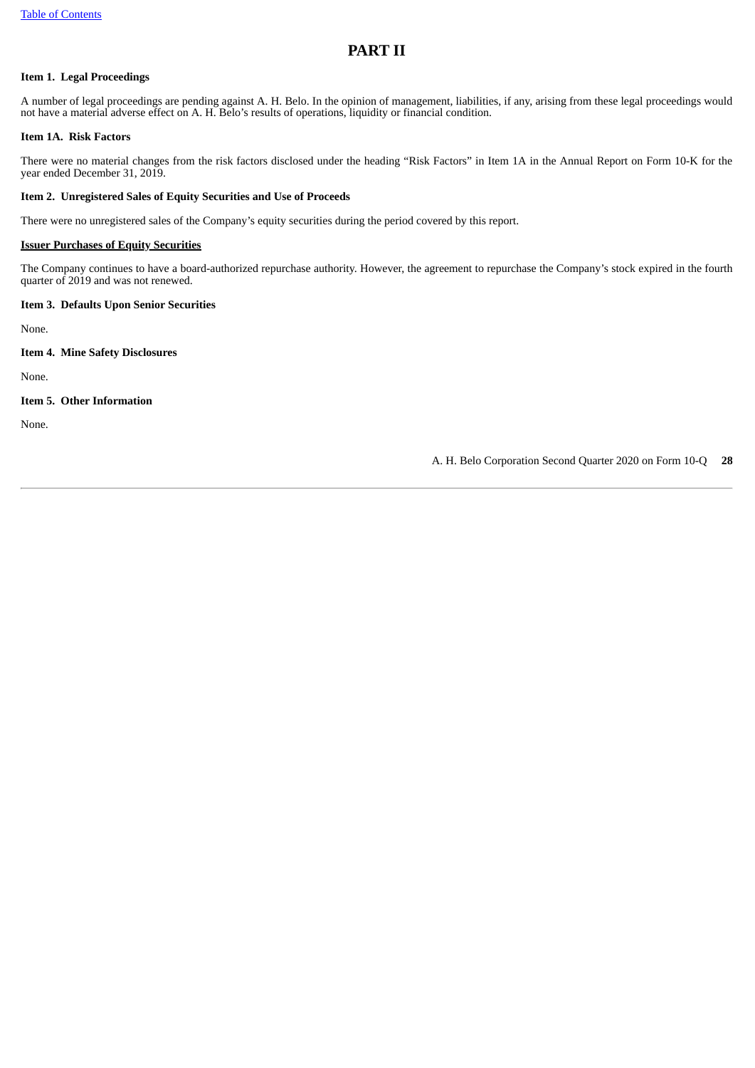# PART II

### Item 1. Legal Proceedings

A number of legal proceedings are pending against A. H. Belo. In the opinion of management, liabilities, if any, arising from these legal proceedings would not have a material adverse effect on A. H. Belo's results of operations, liquidity or financial condition.

### Item 1A. Risk Factors

There were no material changes from the risk factors disclosed under the heading "Risk Factors" in Item 1A in the Annual Report on Form 10-K for the year ended December 31, 2019.

### Item 2. Unregistered Sales of Equity Securities and Use of Proceeds

There were no unregistered sales of the Company's equity securities during the period covered by this report.

**Issuer Purchases of Equity Securities**

The Company continues to have a board-authorized repurchase authority. However, the agreement to repurchase the Company's stock expired in the fourth quarter of 2019 and was not renewed.

### Item 3. Defaults Upon Senior Securities

None.

### Item 4. Mine Safety Disclosures

None.

### Item 5. Other Information

None.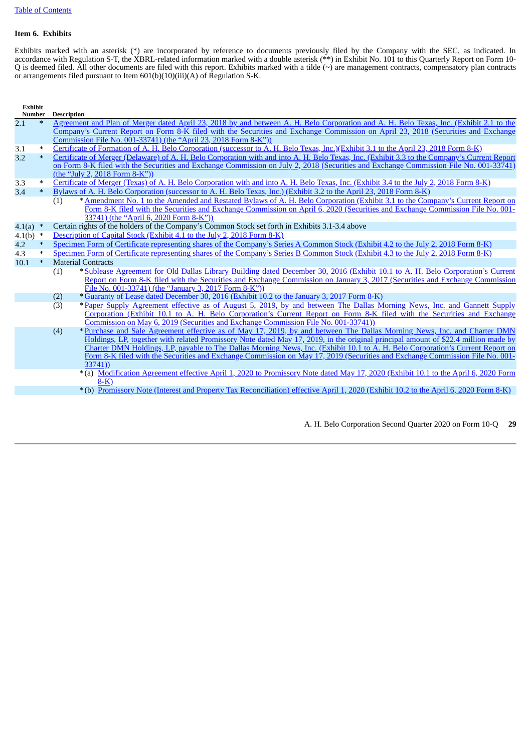[Table of Contents](#)

## Item 6. Exhibits

Exhibits marked with an asterisk (*) are incorporated by reference to documents previously filed by the Company with the SEC, as indicated. In accordance with Regulation S-T, the XBRL-related information marked with a double asterisk (**) in Exhibit No. 101 to this Quarterly Report on Form 10-Q is deemed filed. All other documents are filed with this report. Exhibits marked with a tilde (~) are management contracts, compensatory plan contracts or arrangements filed pursuant to Item 601(b)(10)(iii)(A) of Regulation S-K.

| Exhibit Number | | Description |
|---|---|---|
| 2.1 | * | Agreement and Plan of Merger dated April 23, 2018 by and between A. H. Belo Corporation and A. H. Belo Texas, Inc. (Exhibit 2.1 to the Company's Current Report on Form 8-K filed with the Securities and Exchange Commission on April 23, 2018 (Securities and Exchange Commission File No. 001-33741) (the "April 23, 2018 Form 8-K")) |
| 3.1 | * | Certificate of Formation of A. H. Belo Corporation (successor to A. H. Belo Texas, Inc.)(Exhibit 3.1 to the April 23, 2018 Form 8-K) |
| 3.2 | * | Certificate of Merger (Delaware) of A. H. Belo Corporation with and into A. H. Belo Texas, Inc. (Exhibit 3.3 to the Company's Current Report on Form 8-K filed with the Securities and Exchange Commission on July 2, 2018 (Securities and Exchange Commission File No. 001-33741) (the "July 2, 2018 Form 8-K")) |
| 3.3 | * | Certificate of Merger (Texas) of A. H. Belo Corporation with and into A. H. Belo Texas, Inc. (Exhibit 3.4 to the July 2, 2018 Form 8-K) |
| 3.4 | * | Bylaws of A. H. Belo Corporation (successor to A. H. Belo Texas, Inc.) (Exhibit 3.2 to the April 23, 2018 Form 8-K) |
| | | (1) * Amendment No. 1 to the Amended and Restated Bylaws of A. H. Belo Corporation (Exhibit 3.1 to the Company's Current Report on Form 8-K filed with the Securities and Exchange Commission on April 6, 2020 (Securities and Exchange Commission File No. 001-33741) (the "April 6, 2020 Form 8-K")) |
| 4.1(a) | * | Certain rights of the holders of the Company's Common Stock set forth in Exhibits 3.1-3.4 above |
| 4.1(b) | * | Description of Capital Stock (Exhibit 4.1 to the July 2, 2018 Form 8-K) |
| 4.2 | * | Specimen Form of Certificate representing shares of the Company's Series A Common Stock (Exhibit 4.2 to the July 2, 2018 Form 8-K) |
| 4.3 | * | Specimen Form of Certificate representing shares of the Company's Series B Common Stock (Exhibit 4.3 to the July 2, 2018 Form 8-K) |
| 10.1 | * | Material Contracts |
| | | (1) * Sublease Agreement for Old Dallas Library Building dated December 30, 2016 (Exhibit 10.1 to A. H. Belo Corporation's Current Report on Form 8-K filed with the Securities and Exchange Commission on January 3, 2017 (Securities and Exchange Commission File No. 001-33741) (the "January 3, 2017 Form 8-K")) |
| | | (2) * Guaranty of Lease dated December 30, 2016 (Exhibit 10.2 to the January 3, 2017 Form 8-K) |
| | | (3) * Paper Supply Agreement effective as of August 5, 2019, by and between The Dallas Morning News, Inc. and Gannett Supply Corporation (Exhibit 10.1 to A. H. Belo Corporation's Current Report on Form 8-K filed with the Securities and Exchange Commission on May 6, 2019 (Securities and Exchange Commission File No. 001-33741)) |
| | | (4) * Purchase and Sale Agreement effective as of May 17, 2019, by and between The Dallas Morning News, Inc. and Charter DMN Holdings, LP, together with related Promissory Note dated May 17, 2019, in the original principal amount of $22.4 million made by Charter DMN Holdings, LP, payable to The Dallas Morning News, Inc. (Exhibit 10.1 to A. H. Belo Corporation's Current Report on Form 8-K filed with the Securities and Exchange Commission on May 17, 2019 (Securities and Exchange Commission File No. 001-33741)) |
| | | *(a) Modification Agreement effective April 1, 2020 to Promissory Note dated May 17, 2020 (Exhibit 10.1 to the April 6, 2020 Form 8-K) |
| | | *(b) Promissory Note (Interest and Property Tax Reconciliation) effective April 1, 2020 (Exhibit 10.2 to the April 6, 2020 Form 8-K) |

A. H. Belo Corporation Second Quarter 2020 on Form 10-Q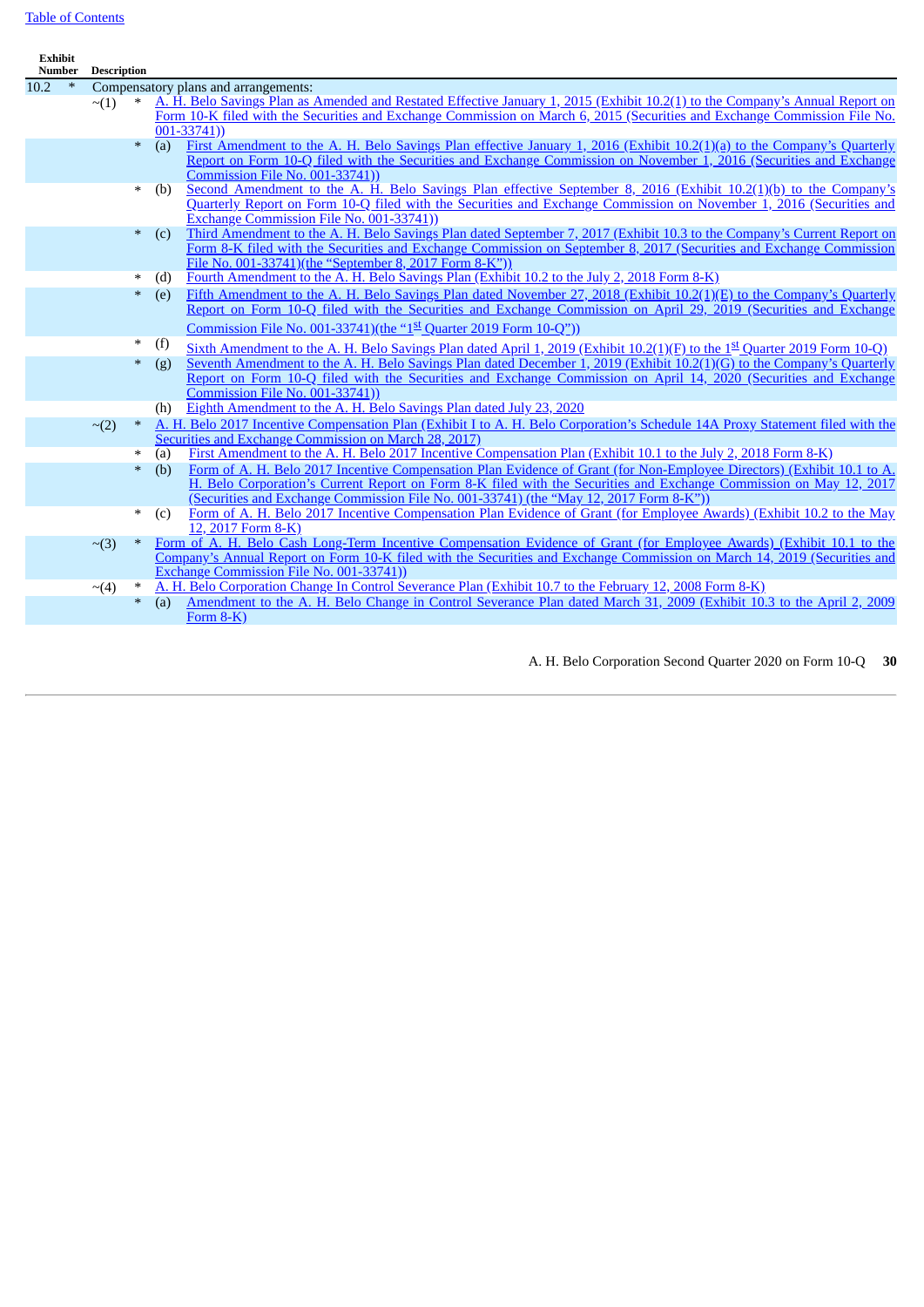[Table of Contents](#)

| Exhibit Number | | | | | Description |
|---|---|---|---|---|---|
| 10.2 | * | | | | Compensatory plans and arrangements: |
| | | ~(1) | * | | A. H. Belo Savings Plan as Amended and Restated Effective January 1, 2015 (Exhibit 10.2(1) to the Company's Annual Report on Form 10-K filed with the Securities and Exchange Commission on March 6, 2015 (Securities and Exchange Commission File No. 001-33741)) |
| | | | * | (a) | First Amendment to the A. H. Belo Savings Plan effective January 1, 2016 (Exhibit 10.2(1)(a) to the Company's Quarterly Report on Form 10-Q filed with the Securities and Exchange Commission on November 1, 2016 (Securities and Exchange Commission File No. 001-33741)) |
| | | | * | (b) | Second Amendment to the A. H. Belo Savings Plan effective September 8, 2016 (Exhibit 10.2(1)(b) to the Company's Quarterly Report on Form 10-Q filed with the Securities and Exchange Commission on November 1, 2016 (Securities and Exchange Commission File No. 001-33741)) |
| | | | * | (c) | Third Amendment to the A. H. Belo Savings Plan dated September 7, 2017 (Exhibit 10.3 to the Company's Current Report on Form 8-K filed with the Securities and Exchange Commission on September 8, 2017 (Securities and Exchange Commission File No. 001-33741)(the "September 8, 2017 Form 8-K")) |
| | | | * | (d) | Fourth Amendment to the A. H. Belo Savings Plan (Exhibit 10.2 to the July 2, 2018 Form 8-K) |
| | | | * | (e) | Fifth Amendment to the A. H. Belo Savings Plan dated November 27, 2018 (Exhibit 10.2(1)(E) to the Company's Quarterly Report on Form 10-Q filed with the Securities and Exchange Commission on April 29, 2019 (Securities and Exchange Commission File No. 001-33741)(the "1st Quarter 2019 Form 10-Q")) |
| | | | * | (f) | Sixth Amendment to the A. H. Belo Savings Plan dated April 1, 2019 (Exhibit 10.2(1)(F) to the 1st Quarter 2019 Form 10-Q) |
| | | | * | (g) | Seventh Amendment to the A. H. Belo Savings Plan dated December 1, 2019 (Exhibit 10.2(1)(G) to the Company's Quarterly Report on Form 10-Q filed with the Securities and Exchange Commission on April 14, 2020 (Securities and Exchange Commission File No. 001-33741)) |
| | | | | (h) | Eighth Amendment to the A. H. Belo Savings Plan dated July 23, 2020 |
| | | ~(2) | * | | A. H. Belo 2017 Incentive Compensation Plan (Exhibit I to A. H. Belo Corporation's Schedule 14A Proxy Statement filed with the Securities and Exchange Commission on March 28, 2017) |
| | | | * | (a) | First Amendment to the A. H. Belo 2017 Incentive Compensation Plan (Exhibit 10.1 to the July 2, 2018 Form 8-K) |
| | | | * | (b) | Form of A. H. Belo 2017 Incentive Compensation Plan Evidence of Grant (for Non-Employee Directors) (Exhibit 10.1 to A. H. Belo Corporation's Current Report on Form 8-K filed with the Securities and Exchange Commission on May 12, 2017 (Securities and Exchange Commission File No. 001-33741) (the "May 12, 2017 Form 8-K")) |
| | | | * | (c) | Form of A. H. Belo 2017 Incentive Compensation Plan Evidence of Grant (for Employee Awards) (Exhibit 10.2 to the May 12, 2017 Form 8-K) |
| | | ~(3) | * | | Form of A. H. Belo Cash Long-Term Incentive Compensation Evidence of Grant (for Employee Awards) (Exhibit 10.1 to the Company's Annual Report on Form 10-K filed with the Securities and Exchange Commission on March 14, 2019 (Securities and Exchange Commission File No. 001-33741)) |
| | | ~(4) | * | | A. H. Belo Corporation Change In Control Severance Plan (Exhibit 10.7 to the February 12, 2008 Form 8-K) |
| | | | * | (a) | Amendment to the A. H. Belo Change in Control Severance Plan dated March 31, 2009 (Exhibit 10.3 to the April 2, 2009 Form 8-K) |

A. H. Belo Corporation Second Quarter 2020 on Form 10-Q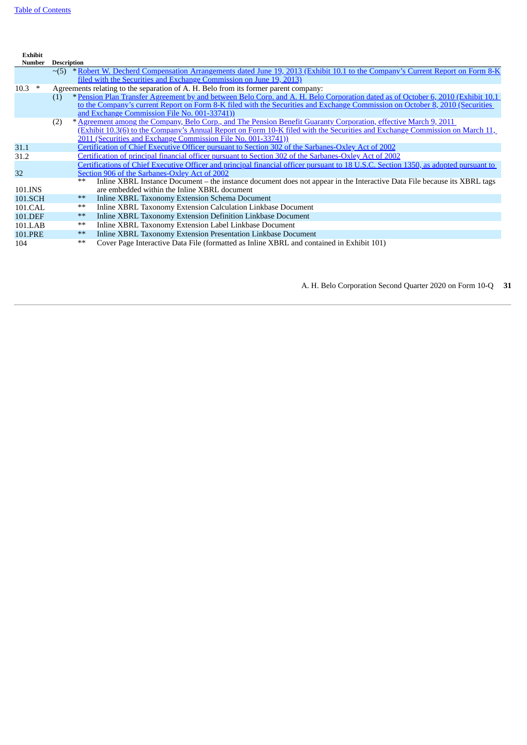[Table of Contents]

| Exhibit Number | Description | |
|---|---|---|
| | ~(5) | * Robert W. Decherd Compensation Arrangements dated June 19, 2013 (Exhibit 10.1 to the Company's Current Report on Form 8-K filed with the Securities and Exchange Commission on June 19, 2013) |
| 10.3 * | Agreements relating to the separation of A. H. Belo from its former parent company: | |
| | (1) | * Pension Plan Transfer Agreement by and between Belo Corp. and A. H. Belo Corporation dated as of October 6, 2010 (Exhibit 10.1 to the Company's current Report on Form 8-K filed with the Securities and Exchange Commission on October 8, 2010 (Securities and Exchange Commission File No. 001-33741)) |
| | (2) | * Agreement among the Company, Belo Corp., and The Pension Benefit Guaranty Corporation, effective March 9, 2011 (Exhibit 10.3(6) to the Company's Annual Report on Form 10-K filed with the Securities and Exchange Commission on March 11, 2011 (Securities and Exchange Commission File No. 001-33741)) |
| 31.1 | | Certification of Chief Executive Officer pursuant to Section 302 of the Sarbanes-Oxley Act of 2002 |
| 31.2 | | Certification of principal financial officer pursuant to Section 302 of the Sarbanes-Oxley Act of 2002 |
| 32 | | Certifications of Chief Executive Officer and principal financial officer pursuant to 18 U.S.C. Section 1350, as adopted pursuant to Section 906 of the Sarbanes-Oxley Act of 2002 |
| 101.INS | ** | Inline XBRL Instance Document – the instance document does not appear in the Interactive Data File because its XBRL tags are embedded within the Inline XBRL document |
| 101.SCH | ** | Inline XBRL Taxonomy Extension Schema Document |
| 101.CAL | ** | Inline XBRL Taxonomy Extension Calculation Linkbase Document |
| 101.DEF | ** | Inline XBRL Taxonomy Extension Definition Linkbase Document |
| 101.LAB | ** | Inline XBRL Taxonomy Extension Label Linkbase Document |
| 101.PRE | ** | Inline XBRL Taxonomy Extension Presentation Linkbase Document |
| 104 | ** | Cover Page Interactive Data File (formatted as Inline XBRL and contained in Exhibit 101) |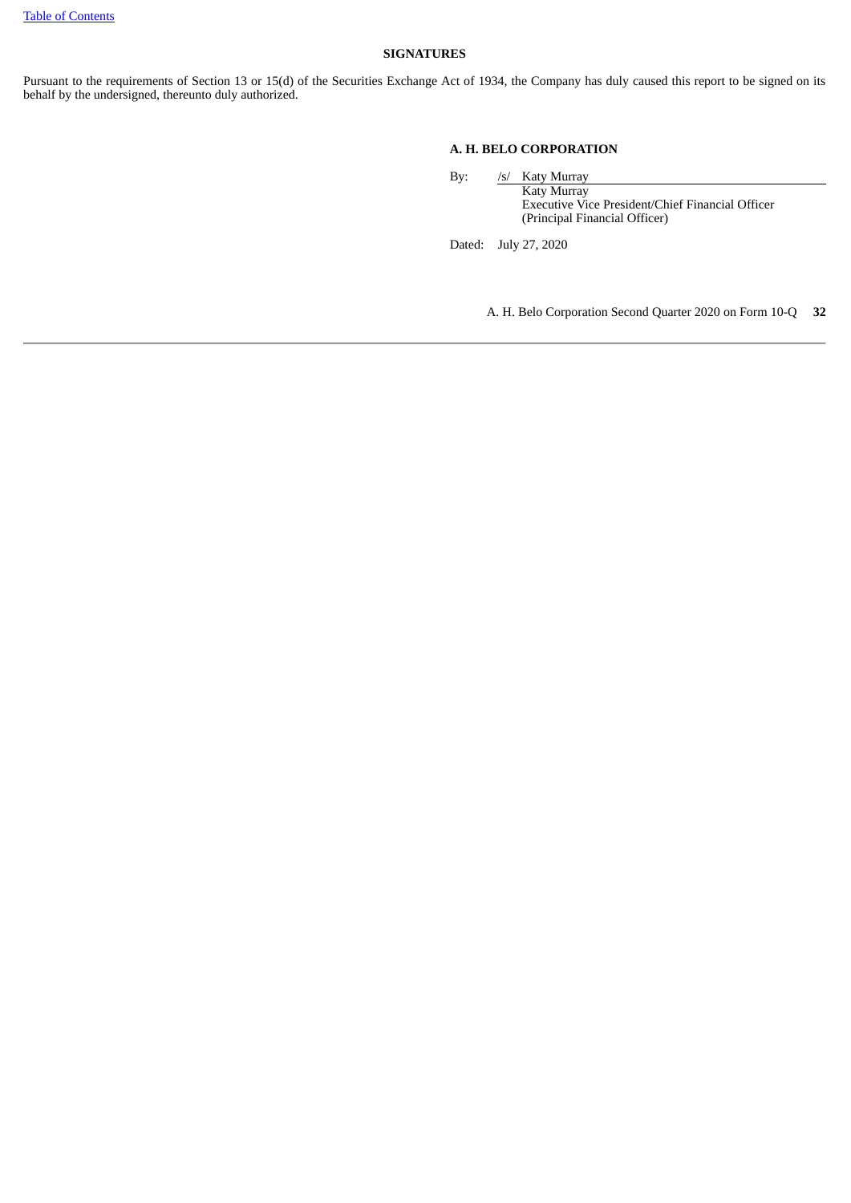## SIGNATURES

Pursuant to the requirements of Section 13 or 15(d) of the Securities Exchange Act of 1934, the Company has duly caused this report to be signed on its behalf by the undersigned, thereunto duly authorized.

**A. H. BELO CORPORATION**

By: /s/ Katy Murray
Katy Murray
Executive Vice President/Chief Financial Officer
(Principal Financial Officer)

Dated: July 27, 2020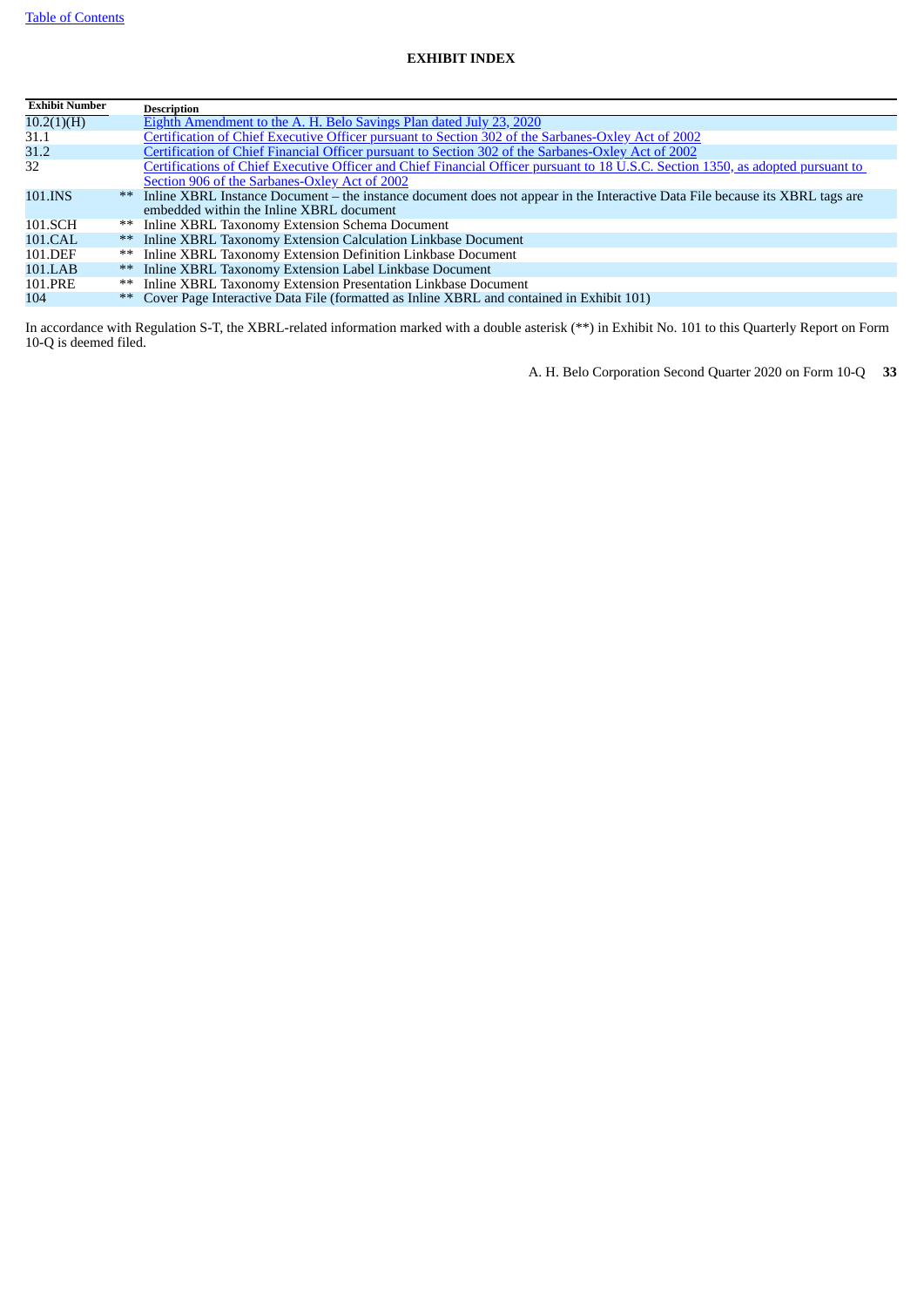[Table of Contents]

**EXHIBIT INDEX**

| Exhibit Number | | Description |
|---|---|---|
| 10.2(1)(H) | | Eighth Amendment to the A. H. Belo Savings Plan dated July 23, 2020 |
| 31.1 | | Certification of Chief Executive Officer pursuant to Section 302 of the Sarbanes-Oxley Act of 2002 |
| 31.2 | | Certification of Chief Financial Officer pursuant to Section 302 of the Sarbanes-Oxley Act of 2002 |
| 32 | | Certifications of Chief Executive Officer and Chief Financial Officer pursuant to 18 U.S.C. Section 1350, as adopted pursuant to Section 906 of the Sarbanes-Oxley Act of 2002 |
| 101.INS | ** | Inline XBRL Instance Document – the instance document does not appear in the Interactive Data File because its XBRL tags are embedded within the Inline XBRL document |
| 101.SCH | ** | Inline XBRL Taxonomy Extension Schema Document |
| 101.CAL | ** | Inline XBRL Taxonomy Extension Calculation Linkbase Document |
| 101.DEF | ** | Inline XBRL Taxonomy Extension Definition Linkbase Document |
| 101.LAB | ** | Inline XBRL Taxonomy Extension Label Linkbase Document |
| 101.PRE | ** | Inline XBRL Taxonomy Extension Presentation Linkbase Document |
| 104 | ** | Cover Page Interactive Data File (formatted as Inline XBRL and contained in Exhibit 101) |

In accordance with Regulation S-T, the XBRL-related information marked with a double asterisk (**) in Exhibit No. 101 to this Quarterly Report on Form 10-Q is deemed filed.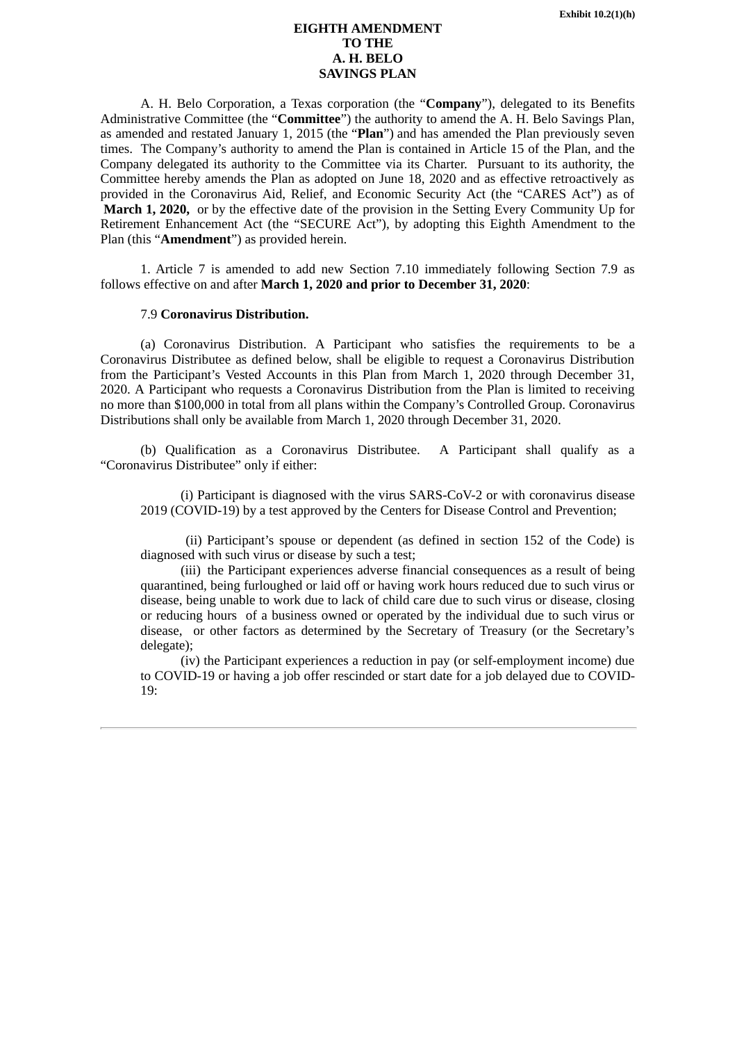Exhibit 10.2(1)(h)

# EIGHTH AMENDMENT
# TO THE
# A. H. BELO
# SAVINGS PLAN

A. H. Belo Corporation, a Texas corporation (the "**Company**"), delegated to its Benefits Administrative Committee (the "**Committee**") the authority to amend the A. H. Belo Savings Plan, as amended and restated January 1, 2015 (the "**Plan**") and has amended the Plan previously seven times. The Company's authority to amend the Plan is contained in Article 15 of the Plan, and the Company delegated its authority to the Committee via its Charter. Pursuant to its authority, the Committee hereby amends the Plan as adopted on June 18, 2020 and as effective retroactively as provided in the Coronavirus Aid, Relief, and Economic Security Act (the "CARES Act") as of **March 1, 2020,** or by the effective date of the provision in the Setting Every Community Up for Retirement Enhancement Act (the "SECURE Act"), by adopting this Eighth Amendment to the Plan (this "**Amendment**") as provided herein.

1. Article 7 is amended to add new Section 7.10 immediately following Section 7.9 as follows effective on and after **March 1, 2020 and prior to December 31, 2020**:

7.9 **Coronavirus Distribution.**

(a) Coronavirus Distribution. A Participant who satisfies the requirements to be a Coronavirus Distributee as defined below, shall be eligible to request a Coronavirus Distribution from the Participant's Vested Accounts in this Plan from March 1, 2020 through December 31, 2020. A Participant who requests a Coronavirus Distribution from the Plan is limited to receiving no more than $100,000 in total from all plans within the Company's Controlled Group. Coronavirus Distributions shall only be available from March 1, 2020 through December 31, 2020.

(b) Qualification as a Coronavirus Distributee. A Participant shall qualify as a "Coronavirus Distributee" only if either:

(i) Participant is diagnosed with the virus SARS-CoV-2 or with coronavirus disease 2019 (COVID-19) by a test approved by the Centers for Disease Control and Prevention;

(ii) Participant's spouse or dependent (as defined in section 152 of the Code) is diagnosed with such virus or disease by such a test;

(iii) the Participant experiences adverse financial consequences as a result of being quarantined, being furloughed or laid off or having work hours reduced due to such virus or disease, being unable to work due to lack of child care due to such virus or disease, closing or reducing hours of a business owned or operated by the individual due to such virus or disease, or other factors as determined by the Secretary of Treasury (or the Secretary's delegate);

(iv) the Participant experiences a reduction in pay (or self-employment income) due to COVID-19 or having a job offer rescinded or start date for a job delayed due to COVID-19: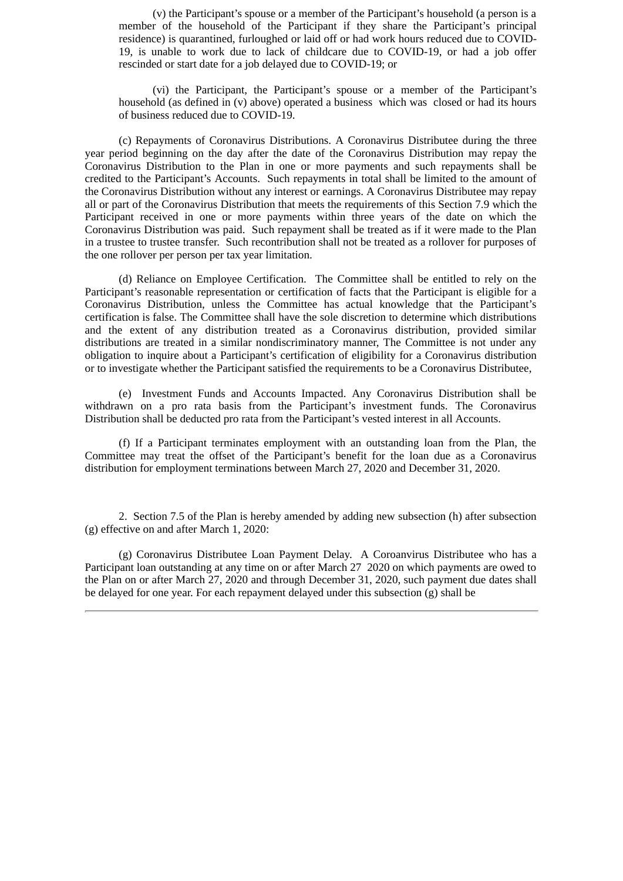(v) the Participant's spouse or a member of the Participant's household (a person is a member of the household of the Participant if they share the Participant's principal residence) is quarantined, furloughed or laid off or had work hours reduced due to COVID-19, is unable to work due to lack of childcare due to COVID-19, or had a job offer rescinded or start date for a job delayed due to COVID-19; or

(vi) the Participant, the Participant's spouse or a member of the Participant's household (as defined in (v) above) operated a business which was closed or had its hours of business reduced due to COVID-19.

(c) Repayments of Coronavirus Distributions. A Coronavirus Distributee during the three year period beginning on the day after the date of the Coronavirus Distribution may repay the Coronavirus Distribution to the Plan in one or more payments and such repayments shall be credited to the Participant's Accounts. Such repayments in total shall be limited to the amount of the Coronavirus Distribution without any interest or earnings. A Coronavirus Distributee may repay all or part of the Coronavirus Distribution that meets the requirements of this Section 7.9 which the Participant received in one or more payments within three years of the date on which the Coronavirus Distribution was paid. Such repayment shall be treated as if it were made to the Plan in a trustee to trustee transfer. Such recontribution shall not be treated as a rollover for purposes of the one rollover per person per tax year limitation.

(d) Reliance on Employee Certification. The Committee shall be entitled to rely on the Participant's reasonable representation or certification of facts that the Participant is eligible for a Coronavirus Distribution, unless the Committee has actual knowledge that the Participant's certification is false. The Committee shall have the sole discretion to determine which distributions and the extent of any distribution treated as a Coronavirus distribution, provided similar distributions are treated in a similar nondiscriminatory manner, The Committee is not under any obligation to inquire about a Participant's certification of eligibility for a Coronavirus distribution or to investigate whether the Participant satisfied the requirements to be a Coronavirus Distributee,

(e) Investment Funds and Accounts Impacted. Any Coronavirus Distribution shall be withdrawn on a pro rata basis from the Participant's investment funds. The Coronavirus Distribution shall be deducted pro rata from the Participant's vested interest in all Accounts.

(f) If a Participant terminates employment with an outstanding loan from the Plan, the Committee may treat the offset of the Participant's benefit for the loan due as a Coronavirus distribution for employment terminations between March 27, 2020 and December 31, 2020.

2. Section 7.5 of the Plan is hereby amended by adding new subsection (h) after subsection (g) effective on and after March 1, 2020:

(g) Coronavirus Distributee Loan Payment Delay. A Coroanvirus Distributee who has a Participant loan outstanding at any time on or after March 27 2020 on which payments are owed to the Plan on or after March 27, 2020 and through December 31, 2020, such payment due dates shall be delayed for one year. For each repayment delayed under this subsection (g) shall be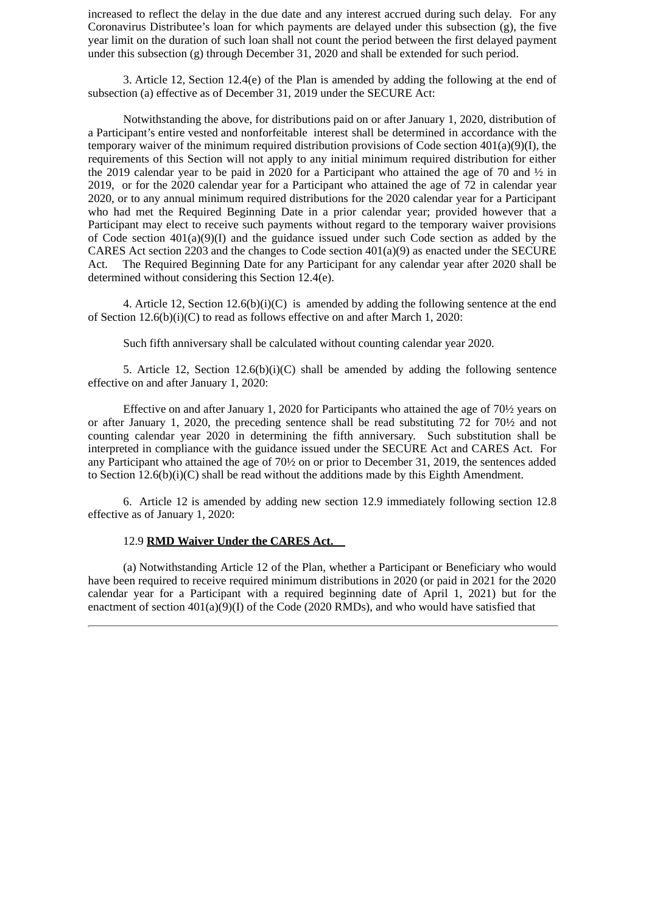increased to reflect the delay in the due date and any interest accrued during such delay. For any Coronavirus Distributee's loan for which payments are delayed under this subsection (g), the five year limit on the duration of such loan shall not count the period between the first delayed payment under this subsection (g) through December 31, 2020 and shall be extended for such period.

3. Article 12, Section 12.4(e) of the Plan is amended by adding the following at the end of subsection (a) effective as of December 31, 2019 under the SECURE Act:

Notwithstanding the above, for distributions paid on or after January 1, 2020, distribution of a Participant's entire vested and nonforfeitable interest shall be determined in accordance with the temporary waiver of the minimum required distribution provisions of Code section 401(a)(9)(I), the requirements of this Section will not apply to any initial minimum required distribution for either the 2019 calendar year to be paid in 2020 for a Participant who attained the age of 70 and ½ in 2019, or for the 2020 calendar year for a Participant who attained the age of 72 in calendar year 2020, or to any annual minimum required distributions for the 2020 calendar year for a Participant who had met the Required Beginning Date in a prior calendar year; provided however that a Participant may elect to receive such payments without regard to the temporary waiver provisions of Code section 401(a)(9)(I) and the guidance issued under such Code section as added by the CARES Act section 2203 and the changes to Code section 401(a)(9) as enacted under the SECURE Act. The Required Beginning Date for any Participant for any calendar year after 2020 shall be determined without considering this Section 12.4(e).

4. Article 12, Section 12.6(b)(i)(C) is amended by adding the following sentence at the end of Section 12.6(b)(i)(C) to read as follows effective on and after March 1, 2020:

Such fifth anniversary shall be calculated without counting calendar year 2020.

5. Article 12, Section 12.6(b)(i)(C) shall be amended by adding the following sentence effective on and after January 1, 2020:

Effective on and after January 1, 2020 for Participants who attained the age of 70½ years on or after January 1, 2020, the preceding sentence shall be read substituting 72 for 70½ and not counting calendar year 2020 in determining the fifth anniversary. Such substitution shall be interpreted in compliance with the guidance issued under the SECURE Act and CARES Act. For any Participant who attained the age of 70½ on or prior to December 31, 2019, the sentences added to Section 12.6(b)(i)(C) shall be read without the additions made by this Eighth Amendment.

6. Article 12 is amended by adding new section 12.9 immediately following section 12.8 effective as of January 1, 2020:

12.9 **RMD Waiver Under the CARES Act.**

(a) Notwithstanding Article 12 of the Plan, whether a Participant or Beneficiary who would have been required to receive required minimum distributions in 2020 (or paid in 2021 for the 2020 calendar year for a Participant with a required beginning date of April 1, 2021) but for the enactment of section 401(a)(9)(I) of the Code (2020 RMDs), and who would have satisfied that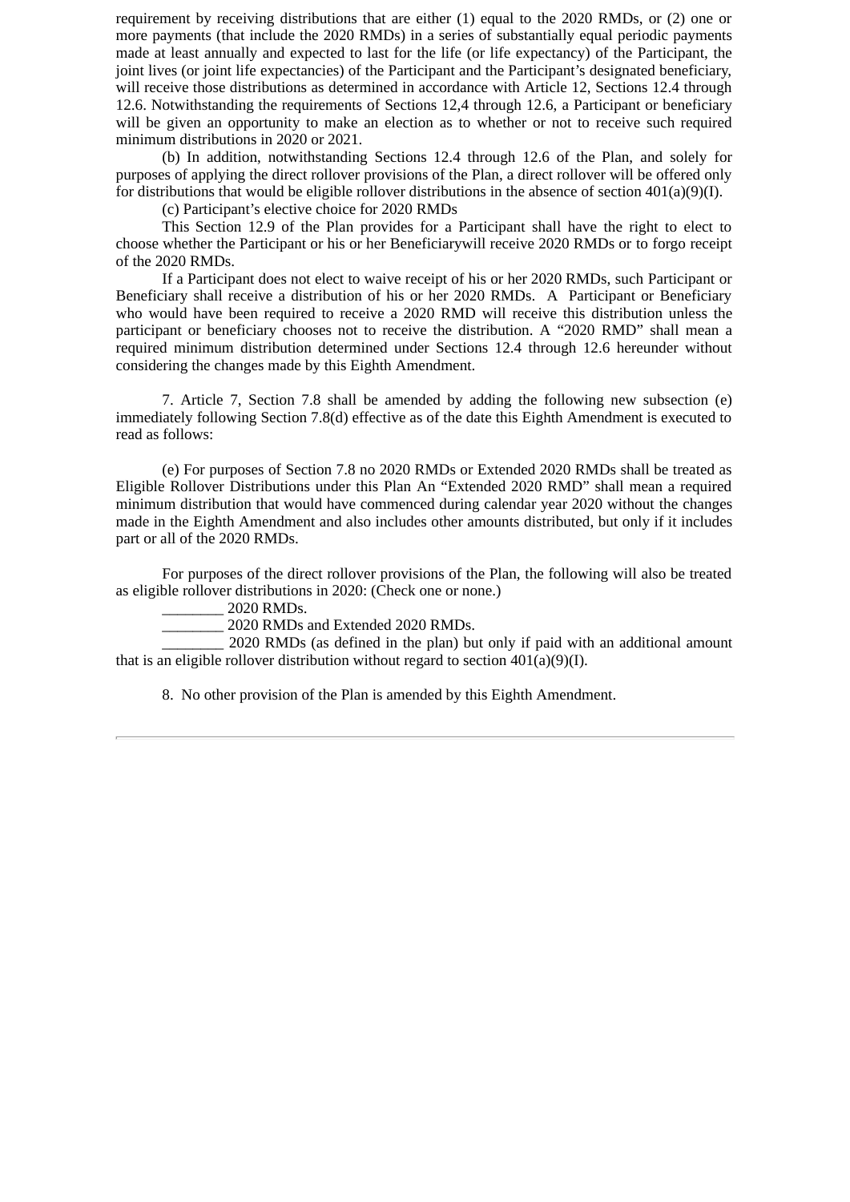requirement by receiving distributions that are either (1) equal to the 2020 RMDs, or (2) one or more payments (that include the 2020 RMDs) in a series of substantially equal periodic payments made at least annually and expected to last for the life (or life expectancy) of the Participant, the joint lives (or joint life expectancies) of the Participant and the Participant's designated beneficiary, will receive those distributions as determined in accordance with Article 12, Sections 12.4 through 12.6. Notwithstanding the requirements of Sections 12,4 through 12.6, a Participant or beneficiary will be given an opportunity to make an election as to whether or not to receive such required minimum distributions in 2020 or 2021.

(b) In addition, notwithstanding Sections 12.4 through 12.6 of the Plan, and solely for purposes of applying the direct rollover provisions of the Plan, a direct rollover will be offered only for distributions that would be eligible rollover distributions in the absence of section 401(a)(9)(I).

(c) Participant's elective choice for 2020 RMDs

This Section 12.9 of the Plan provides for a Participant shall have the right to elect to choose whether the Participant or his or her Beneficiarywill receive 2020 RMDs or to forgo receipt of the 2020 RMDs.

If a Participant does not elect to waive receipt of his or her 2020 RMDs, such Participant or Beneficiary shall receive a distribution of his or her 2020 RMDs. A Participant or Beneficiary who would have been required to receive a 2020 RMD will receive this distribution unless the participant or beneficiary chooses not to receive the distribution. A "2020 RMD" shall mean a required minimum distribution determined under Sections 12.4 through 12.6 hereunder without considering the changes made by this Eighth Amendment.

7. Article 7, Section 7.8 shall be amended by adding the following new subsection (e) immediately following Section 7.8(d) effective as of the date this Eighth Amendment is executed to read as follows:

(e) For purposes of Section 7.8 no 2020 RMDs or Extended 2020 RMDs shall be treated as Eligible Rollover Distributions under this Plan An "Extended 2020 RMD" shall mean a required minimum distribution that would have commenced during calendar year 2020 without the changes made in the Eighth Amendment and also includes other amounts distributed, but only if it includes part or all of the 2020 RMDs.

For purposes of the direct rollover provisions of the Plan, the following will also be treated as eligible rollover distributions in 2020: (Check one or none.)

________ 2020 RMDs.

________ 2020 RMDs and Extended 2020 RMDs.

________ 2020 RMDs (as defined in the plan) but only if paid with an additional amount that is an eligible rollover distribution without regard to section 401(a)(9)(I).

8. No other provision of the Plan is amended by this Eighth Amendment.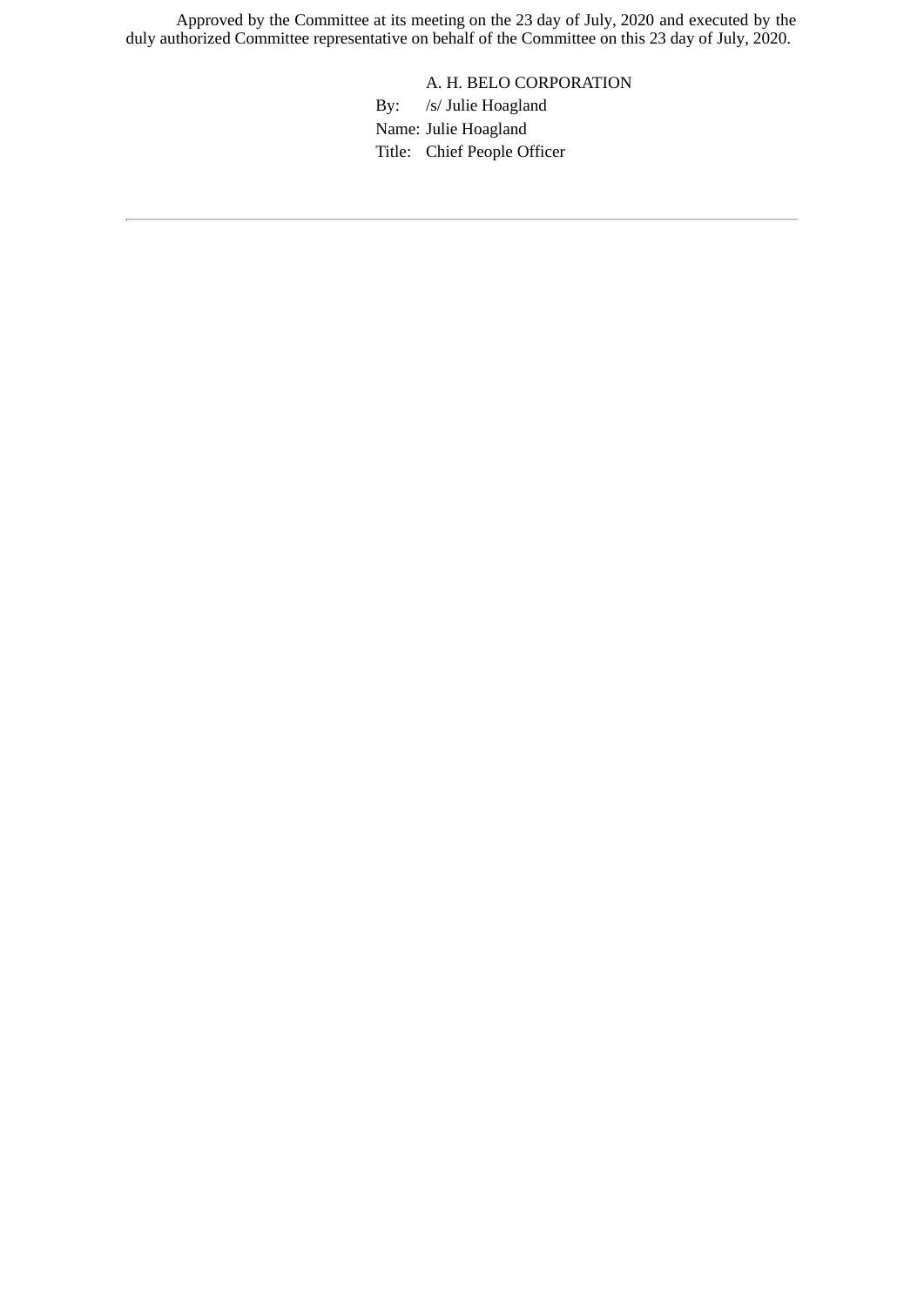Approved by the Committee at its meeting on the 23 day of July, 2020 and executed by the duly authorized Committee representative on behalf of the Committee on this 23 day of July, 2020.

A. H. BELO CORPORATION

By: /s/ Julie Hoagland

Name: Julie Hoagland

Title: Chief People Officer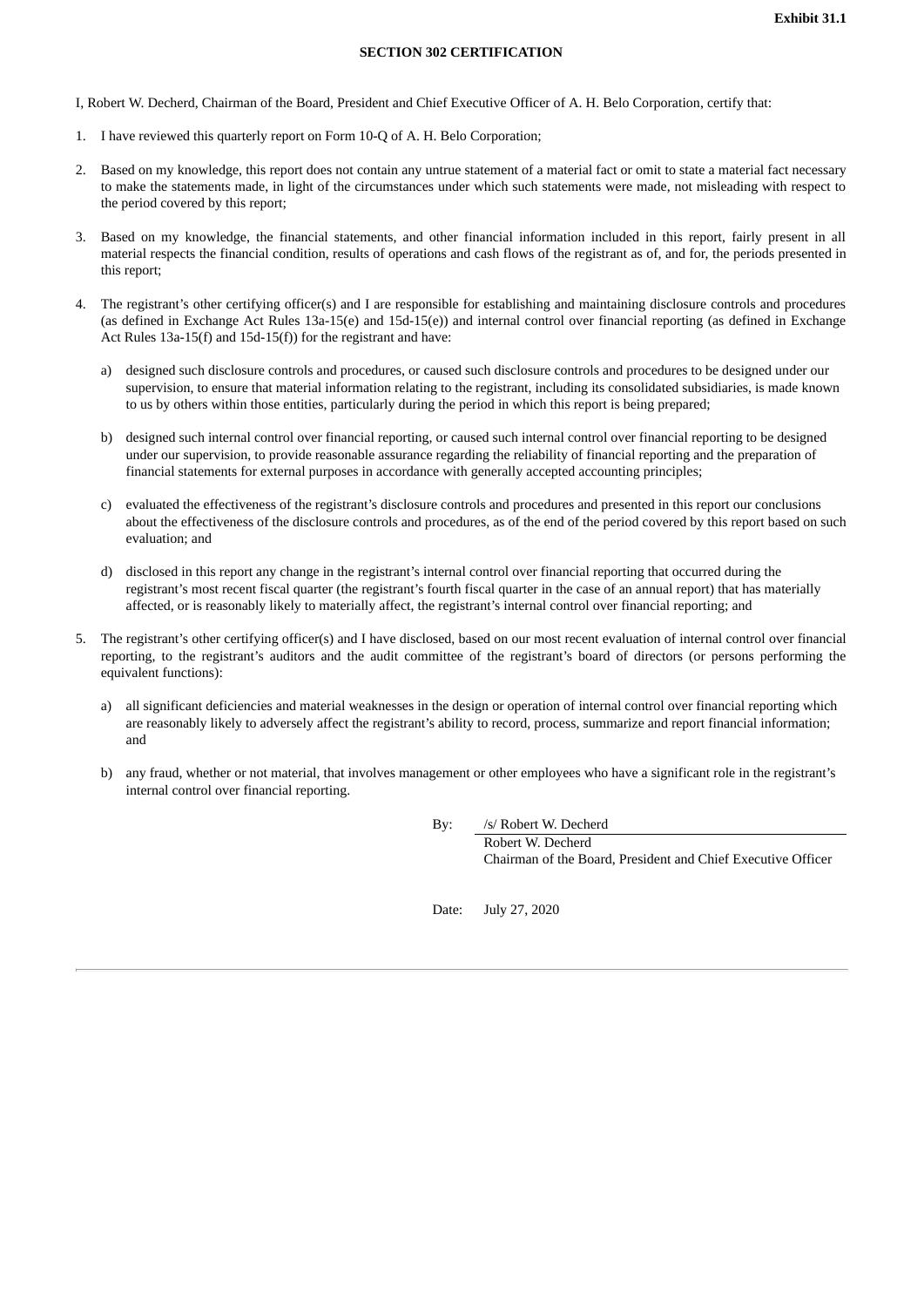**Exhibit 31.1**

**SECTION 302 CERTIFICATION**

I, Robert W. Decherd, Chairman of the Board, President and Chief Executive Officer of A. H. Belo Corporation, certify that:

1. I have reviewed this quarterly report on Form 10-Q of A. H. Belo Corporation;

2. Based on my knowledge, this report does not contain any untrue statement of a material fact or omit to state a material fact necessary to make the statements made, in light of the circumstances under which such statements were made, not misleading with respect to the period covered by this report;

3. Based on my knowledge, the financial statements, and other financial information included in this report, fairly present in all material respects the financial condition, results of operations and cash flows of the registrant as of, and for, the periods presented in this report;

4. The registrant's other certifying officer(s) and I are responsible for establishing and maintaining disclosure controls and procedures (as defined in Exchange Act Rules 13a-15(e) and 15d-15(e)) and internal control over financial reporting (as defined in Exchange Act Rules 13a-15(f) and 15d-15(f)) for the registrant and have:

   a) designed such disclosure controls and procedures, or caused such disclosure controls and procedures to be designed under our supervision, to ensure that material information relating to the registrant, including its consolidated subsidiaries, is made known to us by others within those entities, particularly during the period in which this report is being prepared;

   b) designed such internal control over financial reporting, or caused such internal control over financial reporting to be designed under our supervision, to provide reasonable assurance regarding the reliability of financial reporting and the preparation of financial statements for external purposes in accordance with generally accepted accounting principles;

   c) evaluated the effectiveness of the registrant's disclosure controls and procedures and presented in this report our conclusions about the effectiveness of the disclosure controls and procedures, as of the end of the period covered by this report based on such evaluation; and

   d) disclosed in this report any change in the registrant's internal control over financial reporting that occurred during the registrant's most recent fiscal quarter (the registrant's fourth fiscal quarter in the case of an annual report) that has materially affected, or is reasonably likely to materially affect, the registrant's internal control over financial reporting; and

5. The registrant's other certifying officer(s) and I have disclosed, based on our most recent evaluation of internal control over financial reporting, to the registrant's auditors and the audit committee of the registrant's board of directors (or persons performing the equivalent functions):

   a) all significant deficiencies and material weaknesses in the design or operation of internal control over financial reporting which are reasonably likely to adversely affect the registrant's ability to record, process, summarize and report financial information; and

   b) any fraud, whether or not material, that involves management or other employees who have a significant role in the registrant's internal control over financial reporting.

By: /s/ Robert W. Decherd
Robert W. Decherd
Chairman of the Board, President and Chief Executive Officer

Date: July 27, 2020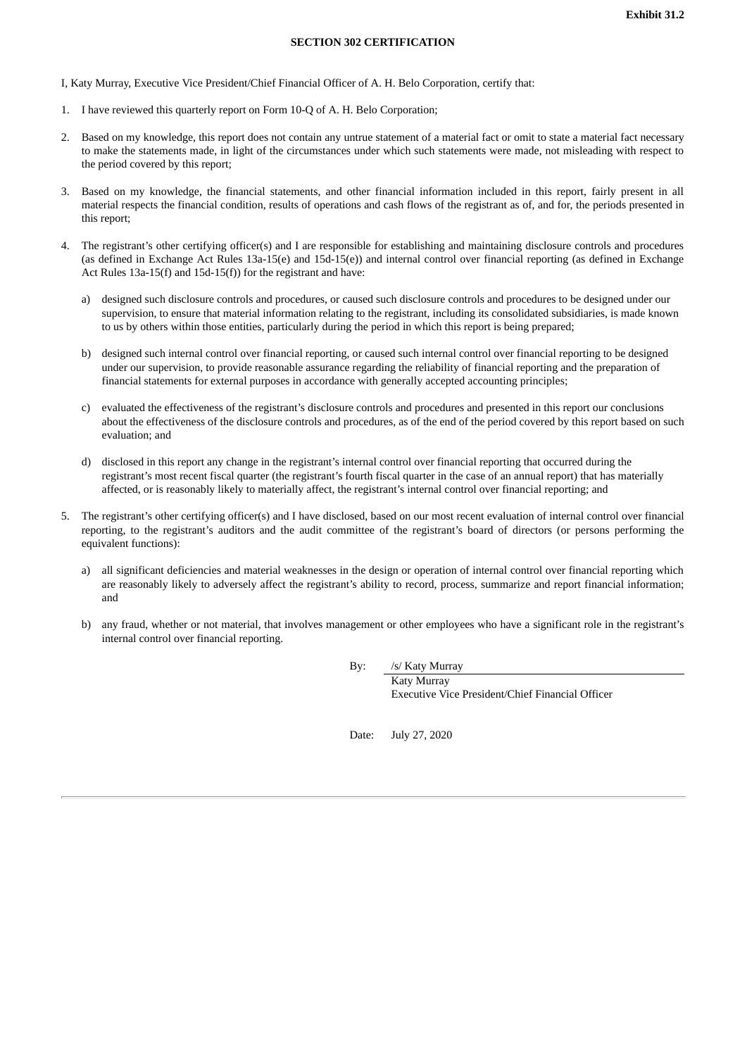**Exhibit 31.2**

**SECTION 302 CERTIFICATION**

I, Katy Murray, Executive Vice President/Chief Financial Officer of A. H. Belo Corporation, certify that:

1. I have reviewed this quarterly report on Form 10-Q of A. H. Belo Corporation;

2. Based on my knowledge, this report does not contain any untrue statement of a material fact or omit to state a material fact necessary to make the statements made, in light of the circumstances under which such statements were made, not misleading with respect to the period covered by this report;

3. Based on my knowledge, the financial statements, and other financial information included in this report, fairly present in all material respects the financial condition, results of operations and cash flows of the registrant as of, and for, the periods presented in this report;

4. The registrant's other certifying officer(s) and I are responsible for establishing and maintaining disclosure controls and procedures (as defined in Exchange Act Rules 13a-15(e) and 15d-15(e)) and internal control over financial reporting (as defined in Exchange Act Rules 13a-15(f) and 15d-15(f)) for the registrant and have:

   a) designed such disclosure controls and procedures, or caused such disclosure controls and procedures to be designed under our supervision, to ensure that material information relating to the registrant, including its consolidated subsidiaries, is made known to us by others within those entities, particularly during the period in which this report is being prepared;

   b) designed such internal control over financial reporting, or caused such internal control over financial reporting to be designed under our supervision, to provide reasonable assurance regarding the reliability of financial reporting and the preparation of financial statements for external purposes in accordance with generally accepted accounting principles;

   c) evaluated the effectiveness of the registrant's disclosure controls and procedures and presented in this report our conclusions about the effectiveness of the disclosure controls and procedures, as of the end of the period covered by this report based on such evaluation; and

   d) disclosed in this report any change in the registrant's internal control over financial reporting that occurred during the registrant's most recent fiscal quarter (the registrant's fourth fiscal quarter in the case of an annual report) that has materially affected, or is reasonably likely to materially affect, the registrant's internal control over financial reporting; and

5. The registrant's other certifying officer(s) and I have disclosed, based on our most recent evaluation of internal control over financial reporting, to the registrant's auditors and the audit committee of the registrant's board of directors (or persons performing the equivalent functions):

   a) all significant deficiencies and material weaknesses in the design or operation of internal control over financial reporting which are reasonably likely to adversely affect the registrant's ability to record, process, summarize and report financial information; and

   b) any fraud, whether or not material, that involves management or other employees who have a significant role in the registrant's internal control over financial reporting.

By: /s/ Katy Murray
Katy Murray
Executive Vice President/Chief Financial Officer

Date: July 27, 2020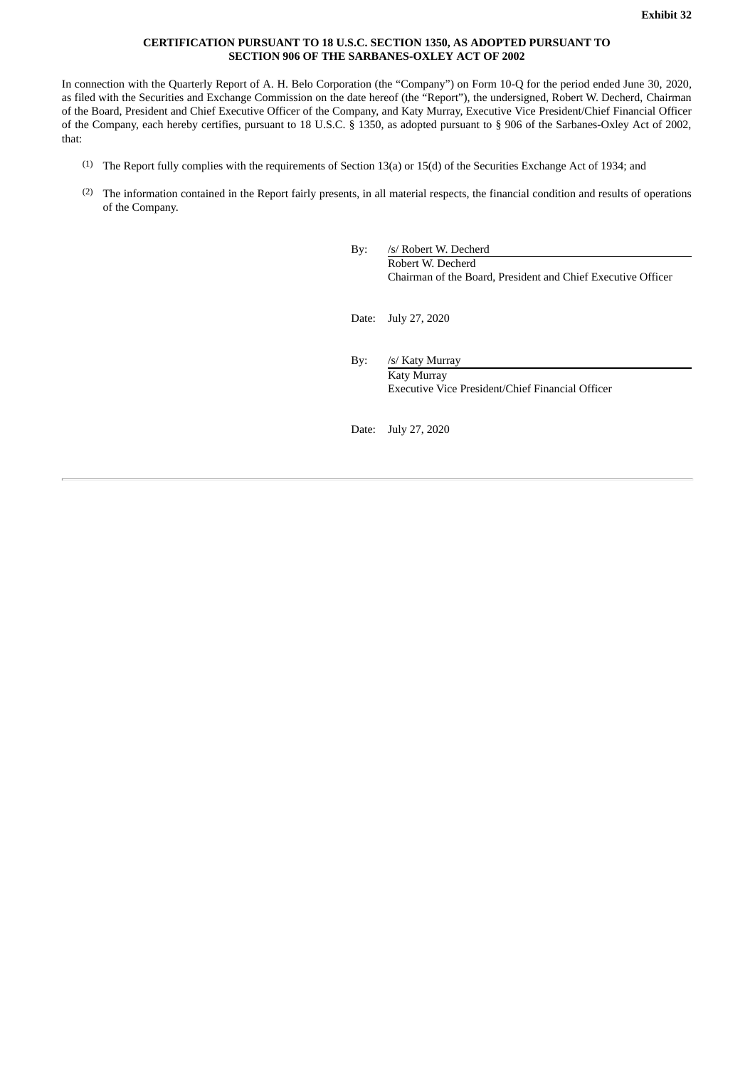**Exhibit 32**

**CERTIFICATION PURSUANT TO 18 U.S.C. SECTION 1350, AS ADOPTED PURSUANT TO SECTION 906 OF THE SARBANES-OXLEY ACT OF 2002**

In connection with the Quarterly Report of A. H. Belo Corporation (the "Company") on Form 10-Q for the period ended June 30, 2020, as filed with the Securities and Exchange Commission on the date hereof (the "Report"), the undersigned, Robert W. Decherd, Chairman of the Board, President and Chief Executive Officer of the Company, and Katy Murray, Executive Vice President/Chief Financial Officer of the Company, each hereby certifies, pursuant to 18 U.S.C. § 1350, as adopted pursuant to § 906 of the Sarbanes-Oxley Act of 2002, that:

(1) The Report fully complies with the requirements of Section 13(a) or 15(d) of the Securities Exchange Act of 1934; and

(2) The information contained in the Report fairly presents, in all material respects, the financial condition and results of operations of the Company.

By: /s/ Robert W. Decherd
Robert W. Decherd
Chairman of the Board, President and Chief Executive Officer

Date: July 27, 2020

By: /s/ Katy Murray
Katy Murray
Executive Vice President/Chief Financial Officer

Date: July 27, 2020